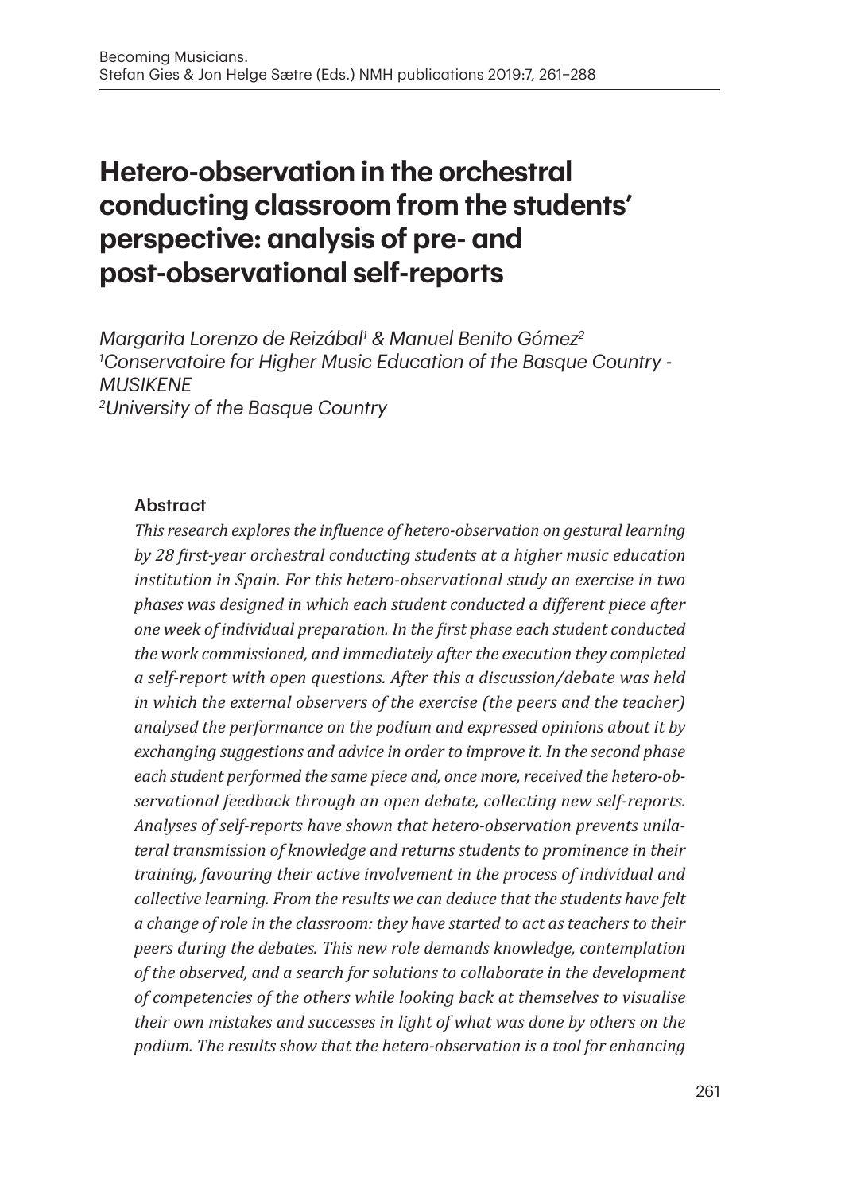# Hetero-observation in the orchestral conducting classroom from the students' perspective: analysis of pre- and post-observational self-reports

*Margarita Lorenzo de Reizábal[1] & Manuel Benito Gómez[2]*
*[1]Conservatoire for Higher Music Education of the Basque Country - MUSIKENE*
*[2]University of the Basque Country*

### Abstract

*This research explores the influence of hetero-observation on gestural learning by 28 first-year orchestral conducting students at a higher music education institution in Spain. For this hetero-observational study an exercise in two phases was designed in which each student conducted a different piece after one week of individual preparation. In the first phase each student conducted the work commissioned, and immediately after the execution they completed a self-report with open questions. After this a discussion/debate was held in which the external observers of the exercise (the peers and the teacher) analysed the performance on the podium and expressed opinions about it by exchanging suggestions and advice in order to improve it. In the second phase each student performed the same piece and, once more, received the hetero-observational feedback through an open debate, collecting new self-reports. Analyses of self-reports have shown that hetero-observation prevents unilateral transmission of knowledge and returns students to prominence in their training, favouring their active involvement in the process of individual and collective learning. From the results we can deduce that the students have felt a change of role in the classroom: they have started to act as teachers to their peers during the debates. This new role demands knowledge, contemplation of the observed, and a search for solutions to collaborate in the development of competencies of the others while looking back at themselves to visualise their own mistakes and successes in light of what was done by others on the podium. The results show that the hetero-observation is a tool for enhancing*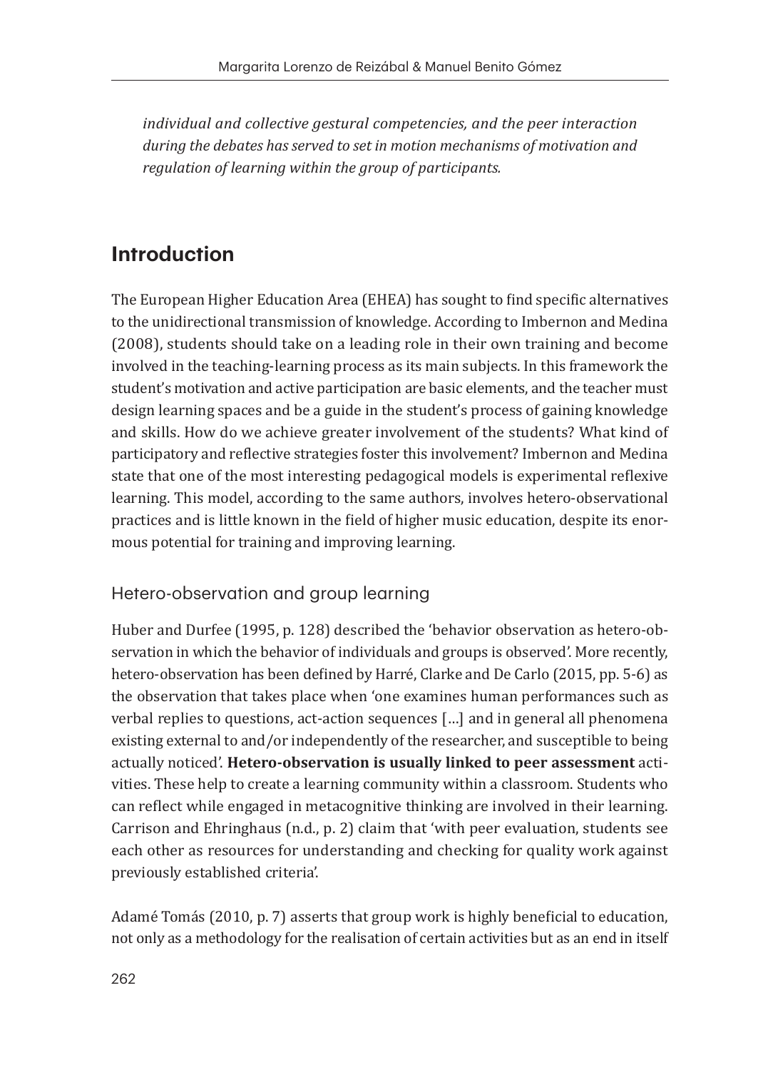*individual and collective gestural competencies, and the peer interaction during the debates has served to set in motion mechanisms of motivation and regulation of learning within the group of participants.*

## Introduction

The European Higher Education Area (EHEA) has sought to find specific alternatives to the unidirectional transmission of knowledge. According to Imbernon and Medina (2008), students should take on a leading role in their own training and become involved in the teaching-learning process as its main subjects. In this framework the student's motivation and active participation are basic elements, and the teacher must design learning spaces and be a guide in the student's process of gaining knowledge and skills. How do we achieve greater involvement of the students? What kind of participatory and reflective strategies foster this involvement? Imbernon and Medina state that one of the most interesting pedagogical models is experimental reflexive learning. This model, according to the same authors, involves hetero-observational practices and is little known in the field of higher music education, despite its enormous potential for training and improving learning.

### Hetero-observation and group learning

Huber and Durfee (1995, p. 128) described the 'behavior observation as hetero-observation in which the behavior of individuals and groups is observed'. More recently, hetero-observation has been defined by Harré, Clarke and De Carlo (2015, pp. 5-6) as the observation that takes place when 'one examines human performances such as verbal replies to questions, act-action sequences […] and in general all phenomena existing external to and/or independently of the researcher, and susceptible to being actually noticed'. **Hetero-observation is usually linked to peer assessment** activities. These help to create a learning community within a classroom. Students who can reflect while engaged in metacognitive thinking are involved in their learning. Carrison and Ehringhaus (n.d., p. 2) claim that 'with peer evaluation, students see each other as resources for understanding and checking for quality work against previously established criteria'.

Adamé Tomás (2010, p. 7) asserts that group work is highly beneficial to education, not only as a methodology for the realisation of certain activities but as an end in itself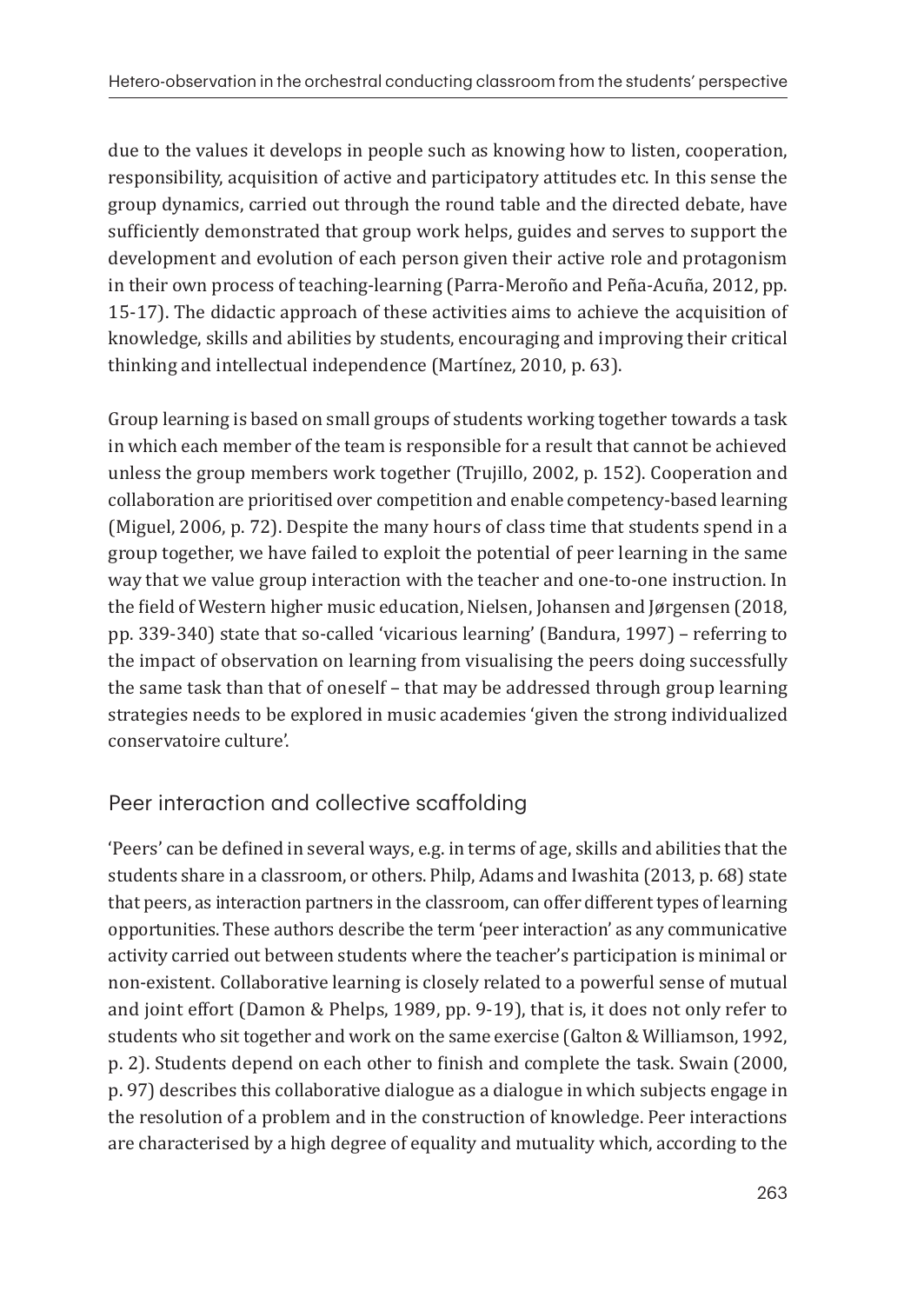due to the values it develops in people such as knowing how to listen, cooperation, responsibility, acquisition of active and participatory attitudes etc. In this sense the group dynamics, carried out through the round table and the directed debate, have sufficiently demonstrated that group work helps, guides and serves to support the development and evolution of each person given their active role and protagonism in their own process of teaching-learning (Parra-Meroño and Peña-Acuña, 2012, pp. 15-17). The didactic approach of these activities aims to achieve the acquisition of knowledge, skills and abilities by students, encouraging and improving their critical thinking and intellectual independence (Martínez, 2010, p. 63).

Group learning is based on small groups of students working together towards a task in which each member of the team is responsible for a result that cannot be achieved unless the group members work together (Trujillo, 2002, p. 152). Cooperation and collaboration are prioritised over competition and enable competency-based learning (Miguel, 2006, p. 72). Despite the many hours of class time that students spend in a group together, we have failed to exploit the potential of peer learning in the same way that we value group interaction with the teacher and one-to-one instruction. In the field of Western higher music education, Nielsen, Johansen and Jørgensen (2018, pp. 339-340) state that so-called 'vicarious learning' (Bandura, 1997) – referring to the impact of observation on learning from visualising the peers doing successfully the same task than that of oneself – that may be addressed through group learning strategies needs to be explored in music academies 'given the strong individualized conservatoire culture'.

## Peer interaction and collective scaffolding

'Peers' can be defined in several ways, e.g. in terms of age, skills and abilities that the students share in a classroom, or others. Philp, Adams and Iwashita (2013, p. 68) state that peers, as interaction partners in the classroom, can offer different types of learning opportunities. These authors describe the term 'peer interaction' as any communicative activity carried out between students where the teacher's participation is minimal or non-existent. Collaborative learning is closely related to a powerful sense of mutual and joint effort (Damon & Phelps, 1989, pp. 9-19), that is, it does not only refer to students who sit together and work on the same exercise (Galton & Williamson, 1992, p. 2). Students depend on each other to finish and complete the task. Swain (2000, p. 97) describes this collaborative dialogue as a dialogue in which subjects engage in the resolution of a problem and in the construction of knowledge. Peer interactions are characterised by a high degree of equality and mutuality which, according to the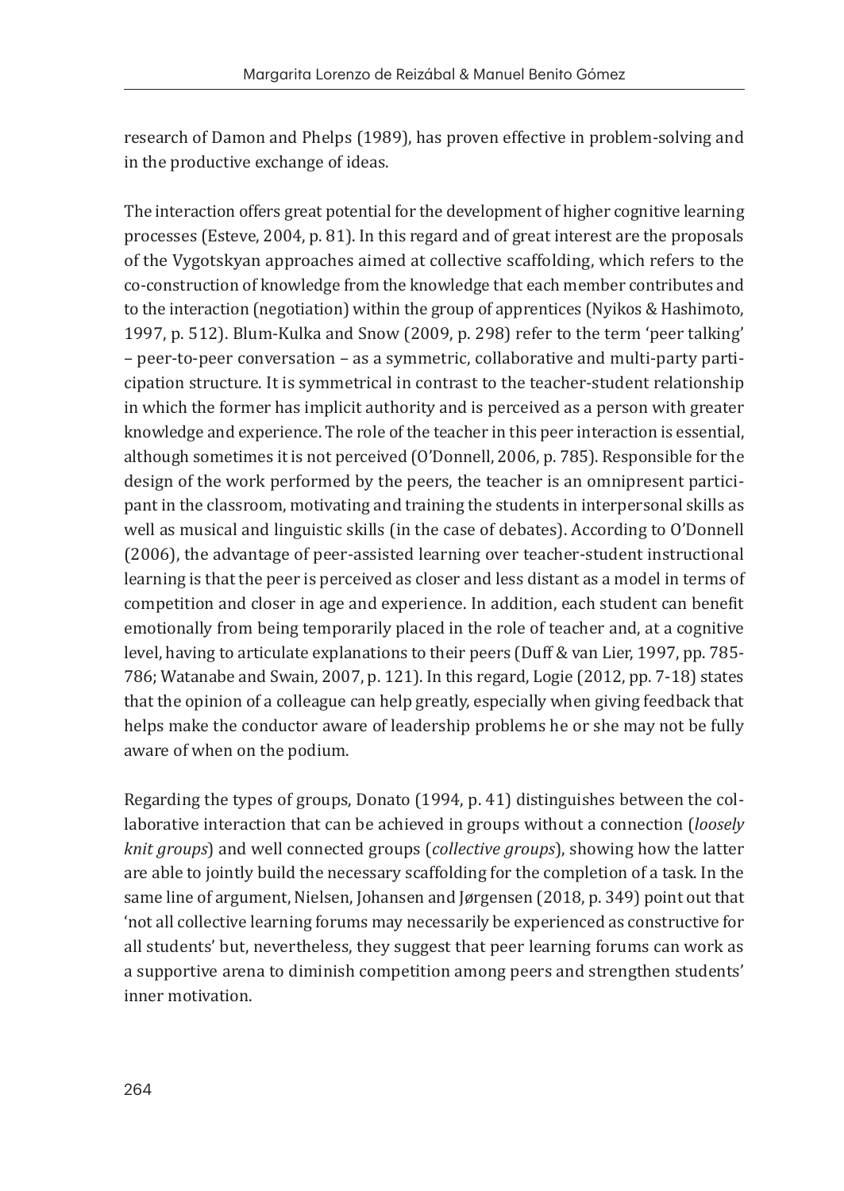research of Damon and Phelps (1989), has proven effective in problem-solving and in the productive exchange of ideas.

The interaction offers great potential for the development of higher cognitive learning processes (Esteve, 2004, p. 81). In this regard and of great interest are the proposals of the Vygotskyan approaches aimed at collective scaffolding, which refers to the co-construction of knowledge from the knowledge that each member contributes and to the interaction (negotiation) within the group of apprentices (Nyikos & Hashimoto, 1997, p. 512). Blum-Kulka and Snow (2009, p. 298) refer to the term 'peer talking' – peer-to-peer conversation – as a symmetric, collaborative and multi-party participation structure. It is symmetrical in contrast to the teacher-student relationship in which the former has implicit authority and is perceived as a person with greater knowledge and experience. The role of the teacher in this peer interaction is essential, although sometimes it is not perceived (O'Donnell, 2006, p. 785). Responsible for the design of the work performed by the peers, the teacher is an omnipresent participant in the classroom, motivating and training the students in interpersonal skills as well as musical and linguistic skills (in the case of debates). According to O'Donnell (2006), the advantage of peer-assisted learning over teacher-student instructional learning is that the peer is perceived as closer and less distant as a model in terms of competition and closer in age and experience. In addition, each student can benefit emotionally from being temporarily placed in the role of teacher and, at a cognitive level, having to articulate explanations to their peers (Duff & van Lier, 1997, pp. 785-786; Watanabe and Swain, 2007, p. 121). In this regard, Logie (2012, pp. 7-18) states that the opinion of a colleague can help greatly, especially when giving feedback that helps make the conductor aware of leadership problems he or she may not be fully aware of when on the podium.

Regarding the types of groups, Donato (1994, p. 41) distinguishes between the collaborative interaction that can be achieved in groups without a connection (*loosely knit groups*) and well connected groups (*collective groups*), showing how the latter are able to jointly build the necessary scaffolding for the completion of a task. In the same line of argument, Nielsen, Johansen and Jørgensen (2018, p. 349) point out that 'not all collective learning forums may necessarily be experienced as constructive for all students' but, nevertheless, they suggest that peer learning forums can work as a supportive arena to diminish competition among peers and strengthen students' inner motivation.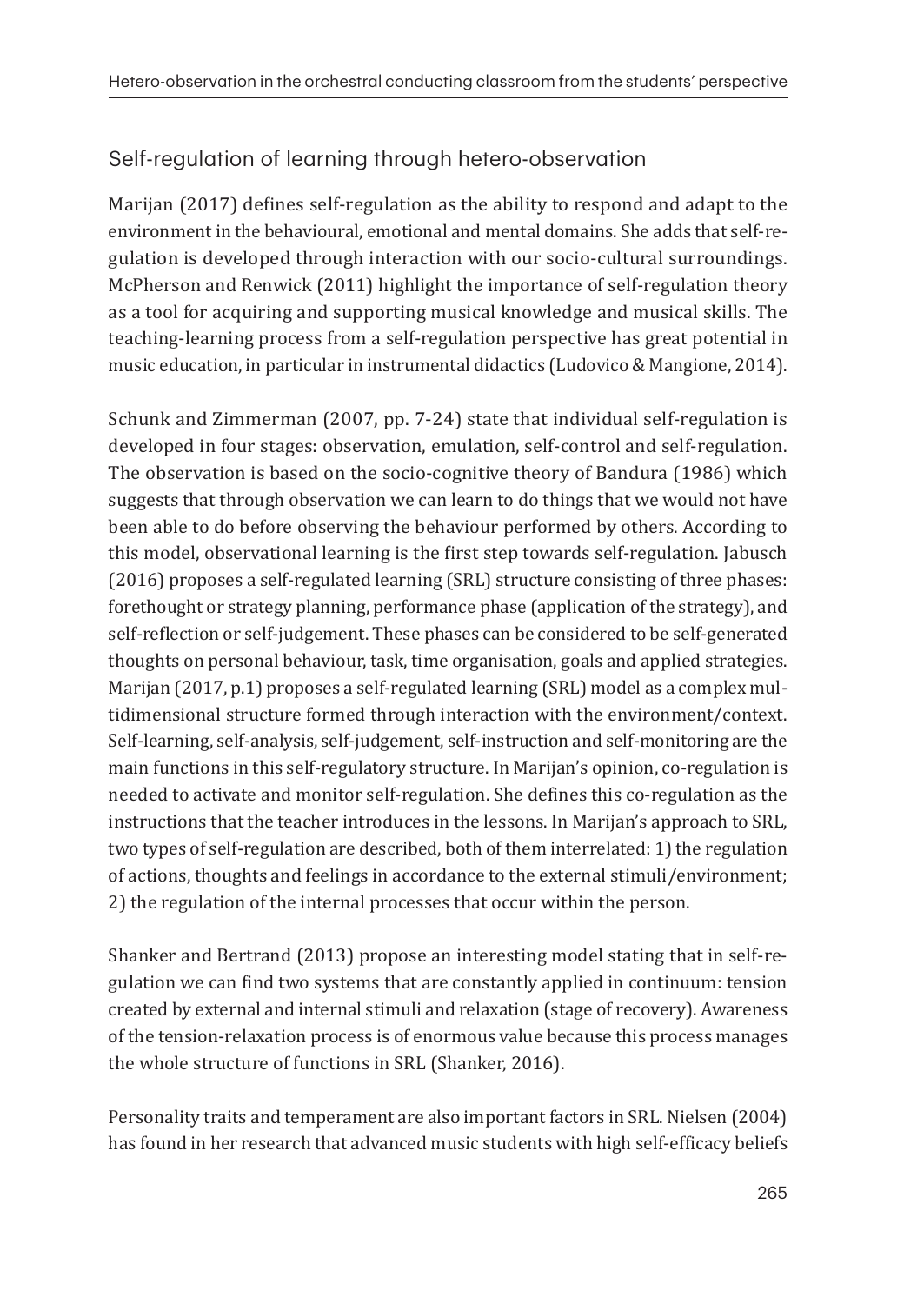## Self-regulation of learning through hetero-observation

Marijan (2017) defines self-regulation as the ability to respond and adapt to the environment in the behavioural, emotional and mental domains. She adds that self-regulation is developed through interaction with our socio-cultural surroundings. McPherson and Renwick (2011) highlight the importance of self-regulation theory as a tool for acquiring and supporting musical knowledge and musical skills. The teaching-learning process from a self-regulation perspective has great potential in music education, in particular in instrumental didactics (Ludovico & Mangione, 2014).

Schunk and Zimmerman (2007, pp. 7-24) state that individual self-regulation is developed in four stages: observation, emulation, self-control and self-regulation. The observation is based on the socio-cognitive theory of Bandura (1986) which suggests that through observation we can learn to do things that we would not have been able to do before observing the behaviour performed by others. According to this model, observational learning is the first step towards self-regulation. Jabusch (2016) proposes a self-regulated learning (SRL) structure consisting of three phases: forethought or strategy planning, performance phase (application of the strategy), and self-reflection or self-judgement. These phases can be considered to be self-generated thoughts on personal behaviour, task, time organisation, goals and applied strategies. Marijan (2017, p.1) proposes a self-regulated learning (SRL) model as a complex multidimensional structure formed through interaction with the environment/context. Self-learning, self-analysis, self-judgement, self-instruction and self-monitoring are the main functions in this self-regulatory structure. In Marijan's opinion, co-regulation is needed to activate and monitor self-regulation. She defines this co-regulation as the instructions that the teacher introduces in the lessons. In Marijan's approach to SRL, two types of self-regulation are described, both of them interrelated: 1) the regulation of actions, thoughts and feelings in accordance to the external stimuli/environment; 2) the regulation of the internal processes that occur within the person.

Shanker and Bertrand (2013) propose an interesting model stating that in self-regulation we can find two systems that are constantly applied in continuum: tension created by external and internal stimuli and relaxation (stage of recovery). Awareness of the tension-relaxation process is of enormous value because this process manages the whole structure of functions in SRL (Shanker, 2016).

Personality traits and temperament are also important factors in SRL. Nielsen (2004) has found in her research that advanced music students with high self-efficacy beliefs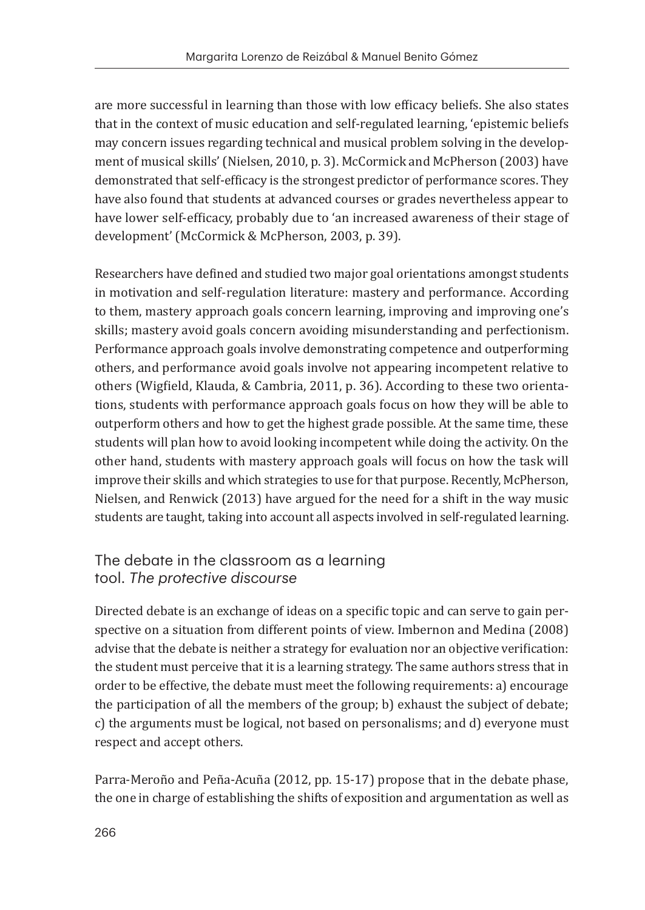are more successful in learning than those with low efficacy beliefs. She also states that in the context of music education and self-regulated learning, 'epistemic beliefs may concern issues regarding technical and musical problem solving in the development of musical skills' (Nielsen, 2010, p. 3). McCormick and McPherson (2003) have demonstrated that self-efficacy is the strongest predictor of performance scores. They have also found that students at advanced courses or grades nevertheless appear to have lower self-efficacy, probably due to 'an increased awareness of their stage of development' (McCormick & McPherson, 2003, p. 39).

Researchers have defined and studied two major goal orientations amongst students in motivation and self-regulation literature: mastery and performance. According to them, mastery approach goals concern learning, improving and improving one's skills; mastery avoid goals concern avoiding misunderstanding and perfectionism. Performance approach goals involve demonstrating competence and outperforming others, and performance avoid goals involve not appearing incompetent relative to others (Wigfield, Klauda, & Cambria, 2011, p. 36). According to these two orientations, students with performance approach goals focus on how they will be able to outperform others and how to get the highest grade possible. At the same time, these students will plan how to avoid looking incompetent while doing the activity. On the other hand, students with mastery approach goals will focus on how the task will improve their skills and which strategies to use for that purpose. Recently, McPherson, Nielsen, and Renwick (2013) have argued for the need for a shift in the way music students are taught, taking into account all aspects involved in self-regulated learning.

## The debate in the classroom as a learning tool. *The protective discourse*

Directed debate is an exchange of ideas on a specific topic and can serve to gain perspective on a situation from different points of view. Imbernon and Medina (2008) advise that the debate is neither a strategy for evaluation nor an objective verification: the student must perceive that it is a learning strategy. The same authors stress that in order to be effective, the debate must meet the following requirements: a) encourage the participation of all the members of the group; b) exhaust the subject of debate; c) the arguments must be logical, not based on personalisms; and d) everyone must respect and accept others.

Parra-Meroño and Peña-Acuña (2012, pp. 15-17) propose that in the debate phase, the one in charge of establishing the shifts of exposition and argumentation as well as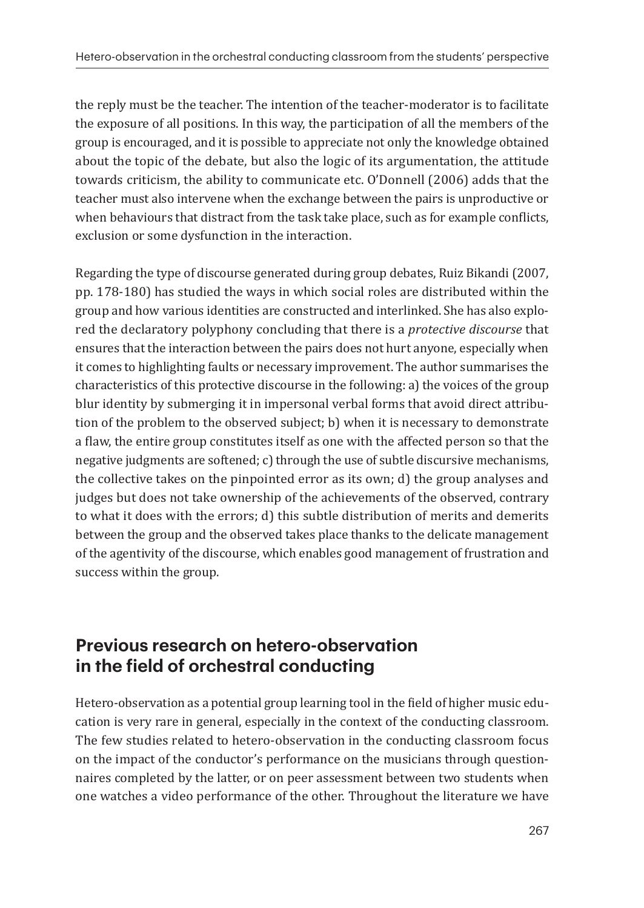the reply must be the teacher. The intention of the teacher-moderator is to facilitate the exposure of all positions. In this way, the participation of all the members of the group is encouraged, and it is possible to appreciate not only the knowledge obtained about the topic of the debate, but also the logic of its argumentation, the attitude towards criticism, the ability to communicate etc. O'Donnell (2006) adds that the teacher must also intervene when the exchange between the pairs is unproductive or when behaviours that distract from the task take place, such as for example conflicts, exclusion or some dysfunction in the interaction.

Regarding the type of discourse generated during group debates, Ruiz Bikandi (2007, pp. 178-180) has studied the ways in which social roles are distributed within the group and how various identities are constructed and interlinked. She has also explored the declaratory polyphony concluding that there is a *protective discourse* that ensures that the interaction between the pairs does not hurt anyone, especially when it comes to highlighting faults or necessary improvement. The author summarises the characteristics of this protective discourse in the following: a) the voices of the group blur identity by submerging it in impersonal verbal forms that avoid direct attribution of the problem to the observed subject; b) when it is necessary to demonstrate a flaw, the entire group constitutes itself as one with the affected person so that the negative judgments are softened; c) through the use of subtle discursive mechanisms, the collective takes on the pinpointed error as its own; d) the group analyses and judges but does not take ownership of the achievements of the observed, contrary to what it does with the errors; d) this subtle distribution of merits and demerits between the group and the observed takes place thanks to the delicate management of the agentivity of the discourse, which enables good management of frustration and success within the group.

## Previous research on hetero-observation in the field of orchestral conducting

Hetero-observation as a potential group learning tool in the field of higher music education is very rare in general, especially in the context of the conducting classroom. The few studies related to hetero-observation in the conducting classroom focus on the impact of the conductor's performance on the musicians through questionnaires completed by the latter, or on peer assessment between two students when one watches a video performance of the other. Throughout the literature we have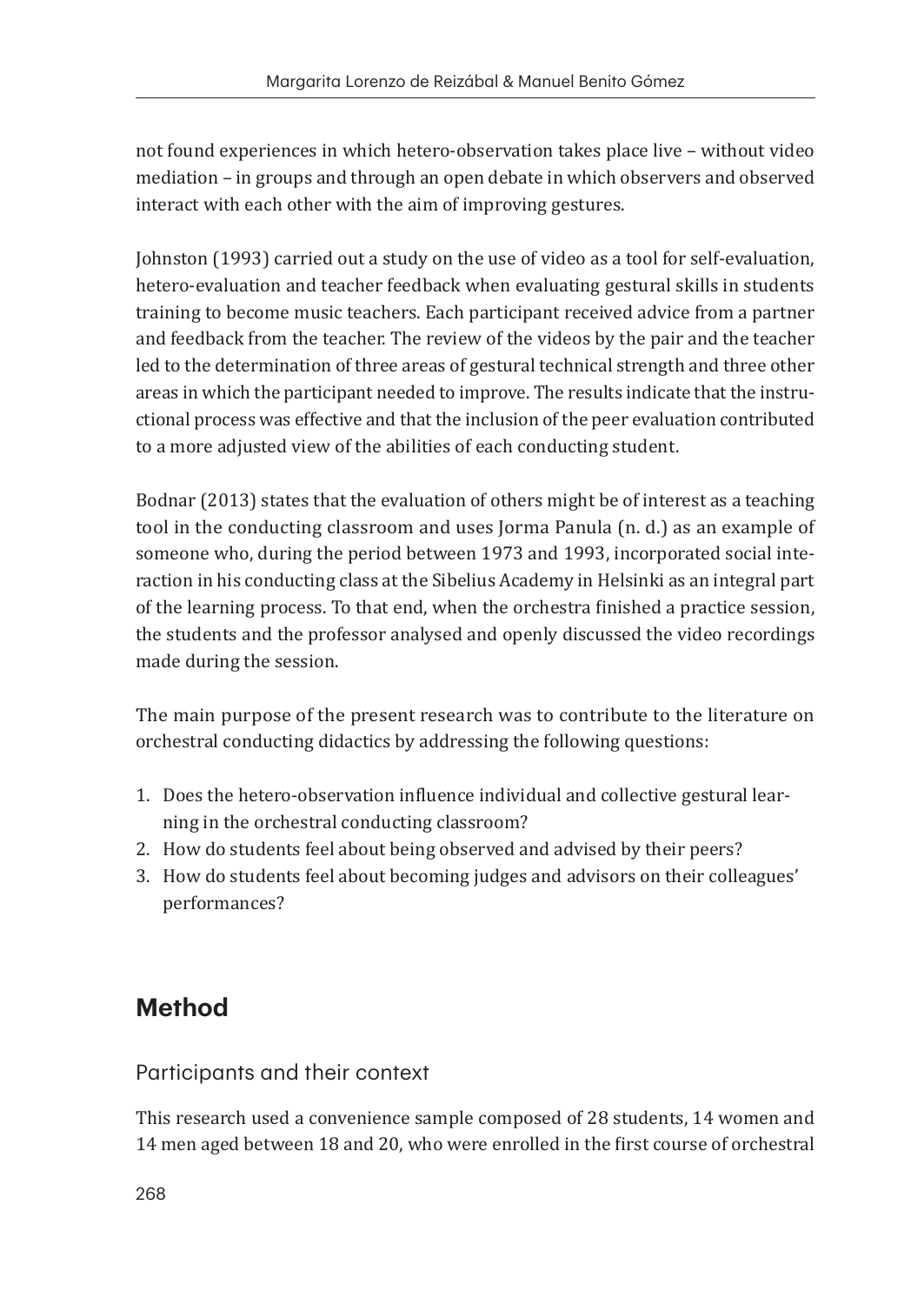not found experiences in which hetero-observation takes place live – without video mediation – in groups and through an open debate in which observers and observed interact with each other with the aim of improving gestures.

Johnston (1993) carried out a study on the use of video as a tool for self-evaluation, hetero-evaluation and teacher feedback when evaluating gestural skills in students training to become music teachers. Each participant received advice from a partner and feedback from the teacher. The review of the videos by the pair and the teacher led to the determination of three areas of gestural technical strength and three other areas in which the participant needed to improve. The results indicate that the instructional process was effective and that the inclusion of the peer evaluation contributed to a more adjusted view of the abilities of each conducting student.

Bodnar (2013) states that the evaluation of others might be of interest as a teaching tool in the conducting classroom and uses Jorma Panula (n. d.) as an example of someone who, during the period between 1973 and 1993, incorporated social interaction in his conducting class at the Sibelius Academy in Helsinki as an integral part of the learning process. To that end, when the orchestra finished a practice session, the students and the professor analysed and openly discussed the video recordings made during the session.

The main purpose of the present research was to contribute to the literature on orchestral conducting didactics by addressing the following questions:

1. Does the hetero-observation influence individual and collective gestural learning in the orchestral conducting classroom?
2. How do students feel about being observed and advised by their peers?
3. How do students feel about becoming judges and advisors on their colleagues' performances?

## Method

### Participants and their context

This research used a convenience sample composed of 28 students, 14 women and 14 men aged between 18 and 20, who were enrolled in the first course of orchestral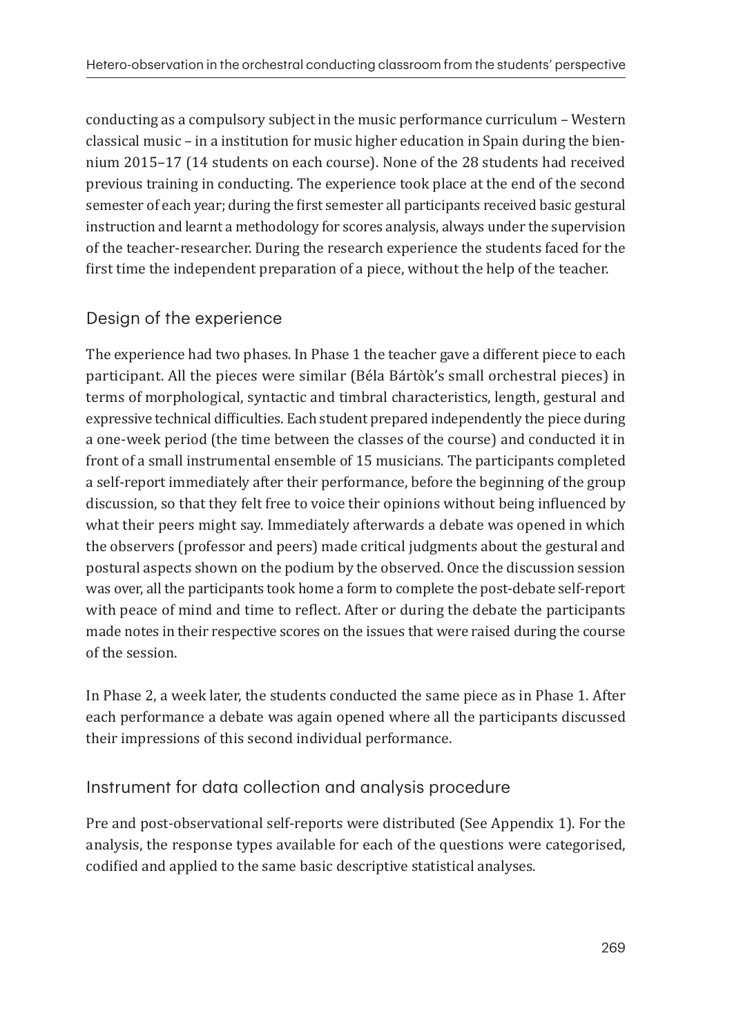conducting as a compulsory subject in the music performance curriculum – Western classical music – in a institution for music higher education in Spain during the biennium 2015–17 (14 students on each course). None of the 28 students had received previous training in conducting. The experience took place at the end of the second semester of each year; during the first semester all participants received basic gestural instruction and learnt a methodology for scores analysis, always under the supervision of the teacher-researcher. During the research experience the students faced for the first time the independent preparation of a piece, without the help of the teacher.

## Design of the experience

The experience had two phases. In Phase 1 the teacher gave a different piece to each participant. All the pieces were similar (Béla Bártòk's small orchestral pieces) in terms of morphological, syntactic and timbral characteristics, length, gestural and expressive technical difficulties. Each student prepared independently the piece during a one-week period (the time between the classes of the course) and conducted it in front of a small instrumental ensemble of 15 musicians. The participants completed a self-report immediately after their performance, before the beginning of the group discussion, so that they felt free to voice their opinions without being influenced by what their peers might say. Immediately afterwards a debate was opened in which the observers (professor and peers) made critical judgments about the gestural and postural aspects shown on the podium by the observed. Once the discussion session was over, all the participants took home a form to complete the post-debate self-report with peace of mind and time to reflect. After or during the debate the participants made notes in their respective scores on the issues that were raised during the course of the session.

In Phase 2, a week later, the students conducted the same piece as in Phase 1. After each performance a debate was again opened where all the participants discussed their impressions of this second individual performance.

## Instrument for data collection and analysis procedure

Pre and post-observational self-reports were distributed (See Appendix 1). For the analysis, the response types available for each of the questions were categorised, codified and applied to the same basic descriptive statistical analyses.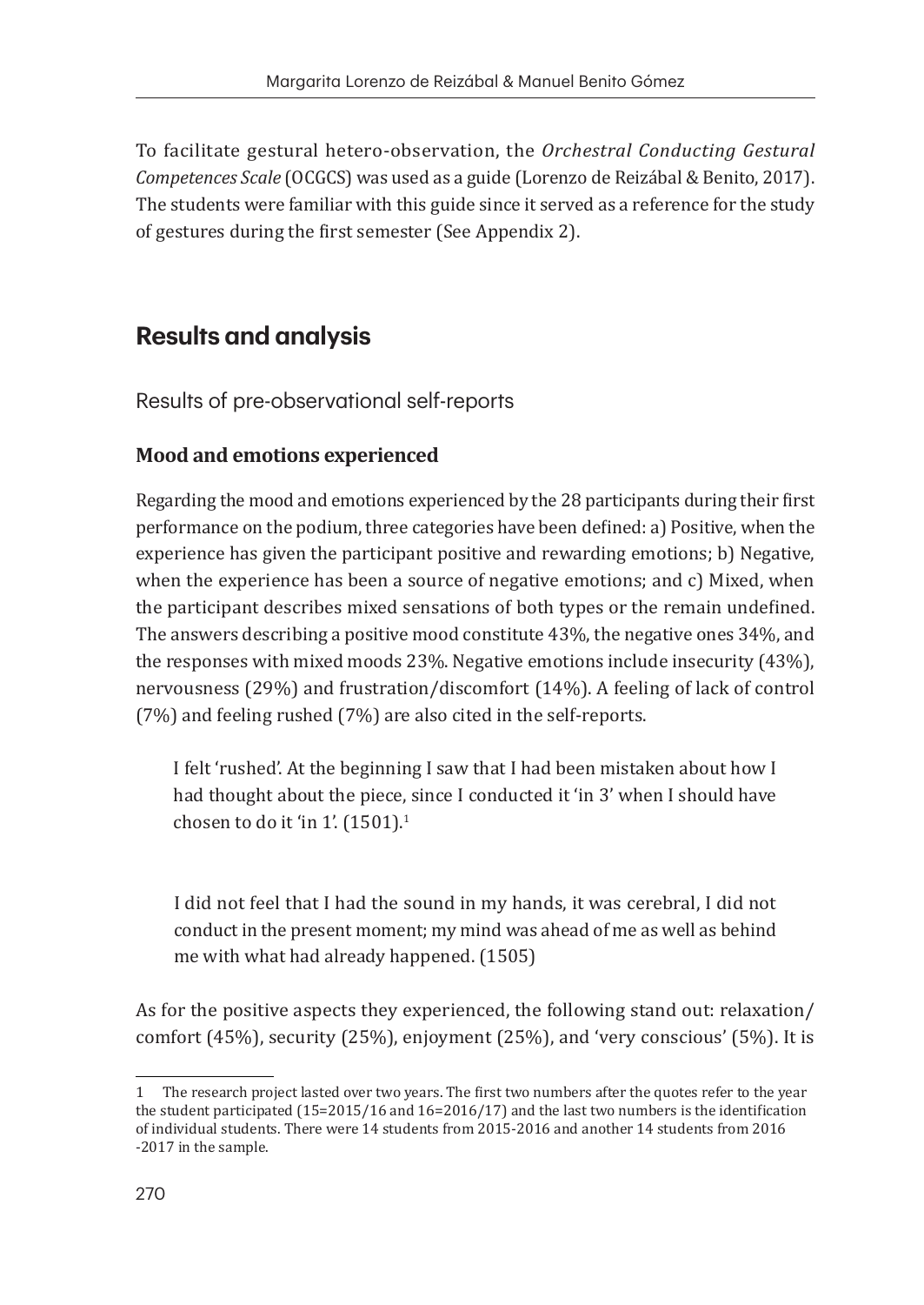To facilitate gestural hetero-observation, the *Orchestral Conducting Gestural Competences Scale* (OCGCS) was used as a guide (Lorenzo de Reizábal & Benito, 2017). The students were familiar with this guide since it served as a reference for the study of gestures during the first semester (See Appendix 2).

## Results and analysis

### Results of pre-observational self-reports

#### Mood and emotions experienced

Regarding the mood and emotions experienced by the 28 participants during their first performance on the podium, three categories have been defined: a) Positive, when the experience has given the participant positive and rewarding emotions; b) Negative, when the experience has been a source of negative emotions; and c) Mixed, when the participant describes mixed sensations of both types or the remain undefined. The answers describing a positive mood constitute 43%, the negative ones 34%, and the responses with mixed moods 23%. Negative emotions include insecurity (43%), nervousness (29%) and frustration/discomfort (14%). A feeling of lack of control (7%) and feeling rushed (7%) are also cited in the self-reports.

> I felt 'rushed'. At the beginning I saw that I had been mistaken about how I had thought about the piece, since I conducted it 'in 3' when I should have chosen to do it 'in 1'. (1501).[1]

> I did not feel that I had the sound in my hands, it was cerebral, I did not conduct in the present moment; my mind was ahead of me as well as behind me with what had already happened. (1505)

As for the positive aspects they experienced, the following stand out: relaxation/comfort (45%), security (25%), enjoyment (25%), and 'very conscious' (5%). It is

---

[1] The research project lasted over two years. The first two numbers after the quotes refer to the year the student participated (15=2015/16 and 16=2016/17) and the last two numbers is the identification of individual students. There were 14 students from 2015-2016 and another 14 students from 2016 -2017 in the sample.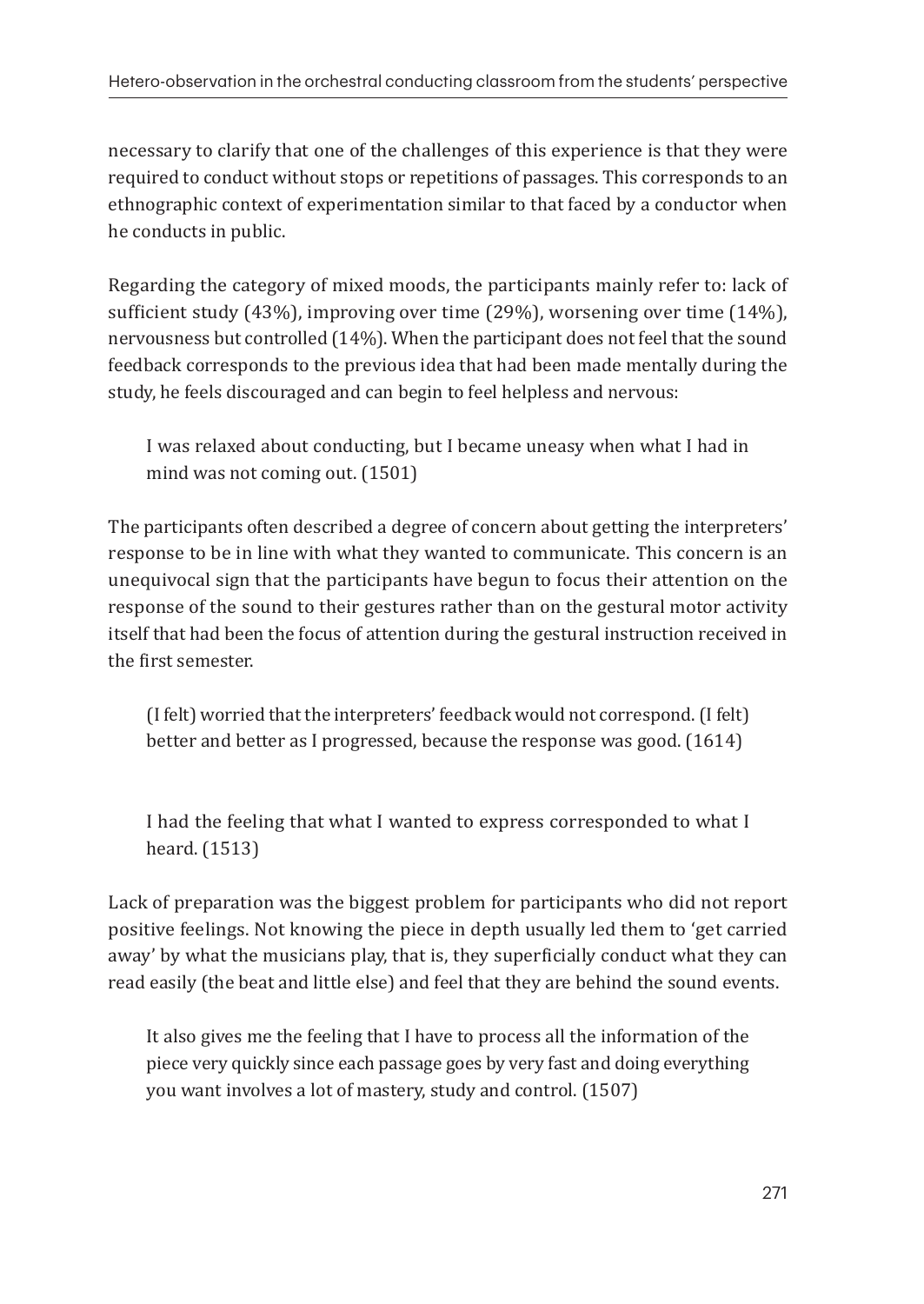necessary to clarify that one of the challenges of this experience is that they were required to conduct without stops or repetitions of passages. This corresponds to an ethnographic context of experimentation similar to that faced by a conductor when he conducts in public.

Regarding the category of mixed moods, the participants mainly refer to: lack of sufficient study (43%), improving over time (29%), worsening over time (14%), nervousness but controlled (14%). When the participant does not feel that the sound feedback corresponds to the previous idea that had been made mentally during the study, he feels discouraged and can begin to feel helpless and nervous:

> I was relaxed about conducting, but I became uneasy when what I had in mind was not coming out. (1501)

The participants often described a degree of concern about getting the interpreters' response to be in line with what they wanted to communicate. This concern is an unequivocal sign that the participants have begun to focus their attention on the response of the sound to their gestures rather than on the gestural motor activity itself that had been the focus of attention during the gestural instruction received in the first semester.

> (I felt) worried that the interpreters' feedback would not correspond. (I felt) better and better as I progressed, because the response was good. (1614)

> I had the feeling that what I wanted to express corresponded to what I heard. (1513)

Lack of preparation was the biggest problem for participants who did not report positive feelings. Not knowing the piece in depth usually led them to 'get carried away' by what the musicians play, that is, they superficially conduct what they can read easily (the beat and little else) and feel that they are behind the sound events.

> It also gives me the feeling that I have to process all the information of the piece very quickly since each passage goes by very fast and doing everything you want involves a lot of mastery, study and control. (1507)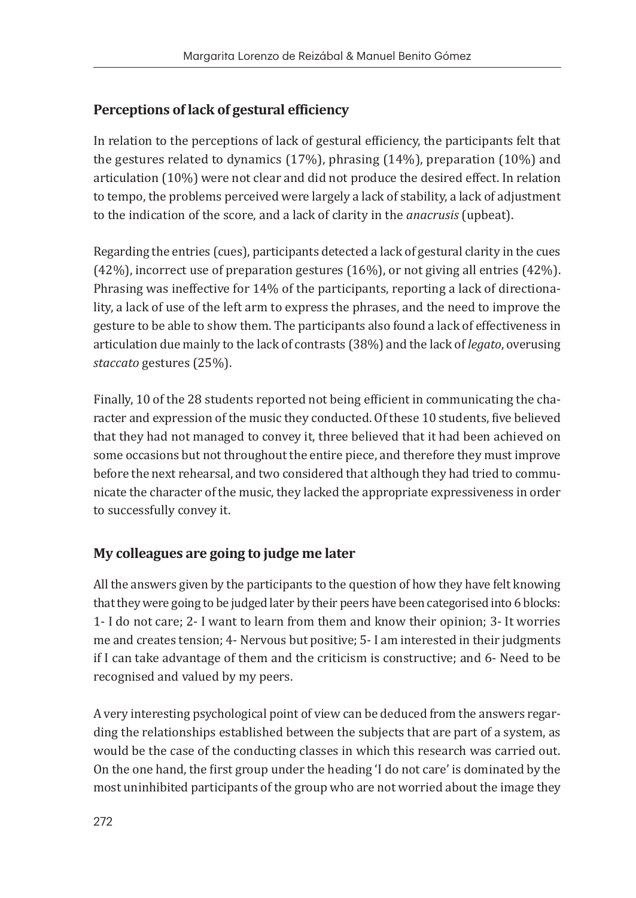## Perceptions of lack of gestural efficiency

In relation to the perceptions of lack of gestural efficiency, the participants felt that the gestures related to dynamics (17%), phrasing (14%), preparation (10%) and articulation (10%) were not clear and did not produce the desired effect. In relation to tempo, the problems perceived were largely a lack of stability, a lack of adjustment to the indication of the score, and a lack of clarity in the *anacrusis* (upbeat).

Regarding the entries (cues), participants detected a lack of gestural clarity in the cues (42%), incorrect use of preparation gestures (16%), or not giving all entries (42%). Phrasing was ineffective for 14% of the participants, reporting a lack of directionality, a lack of use of the left arm to express the phrases, and the need to improve the gesture to be able to show them. The participants also found a lack of effectiveness in articulation due mainly to the lack of contrasts (38%) and the lack of *legato*, overusing *staccato* gestures (25%).

Finally, 10 of the 28 students reported not being efficient in communicating the character and expression of the music they conducted. Of these 10 students, five believed that they had not managed to convey it, three believed that it had been achieved on some occasions but not throughout the entire piece, and therefore they must improve before the next rehearsal, and two considered that although they had tried to communicate the character of the music, they lacked the appropriate expressiveness in order to successfully convey it.

## My colleagues are going to judge me later

All the answers given by the participants to the question of how they have felt knowing that they were going to be judged later by their peers have been categorised into 6 blocks: 1- I do not care; 2- I want to learn from them and know their opinion; 3- It worries me and creates tension; 4- Nervous but positive; 5- I am interested in their judgments if I can take advantage of them and the criticism is constructive; and 6- Need to be recognised and valued by my peers.

A very interesting psychological point of view can be deduced from the answers regarding the relationships established between the subjects that are part of a system, as would be the case of the conducting classes in which this research was carried out. On the one hand, the first group under the heading 'I do not care' is dominated by the most uninhibited participants of the group who are not worried about the image they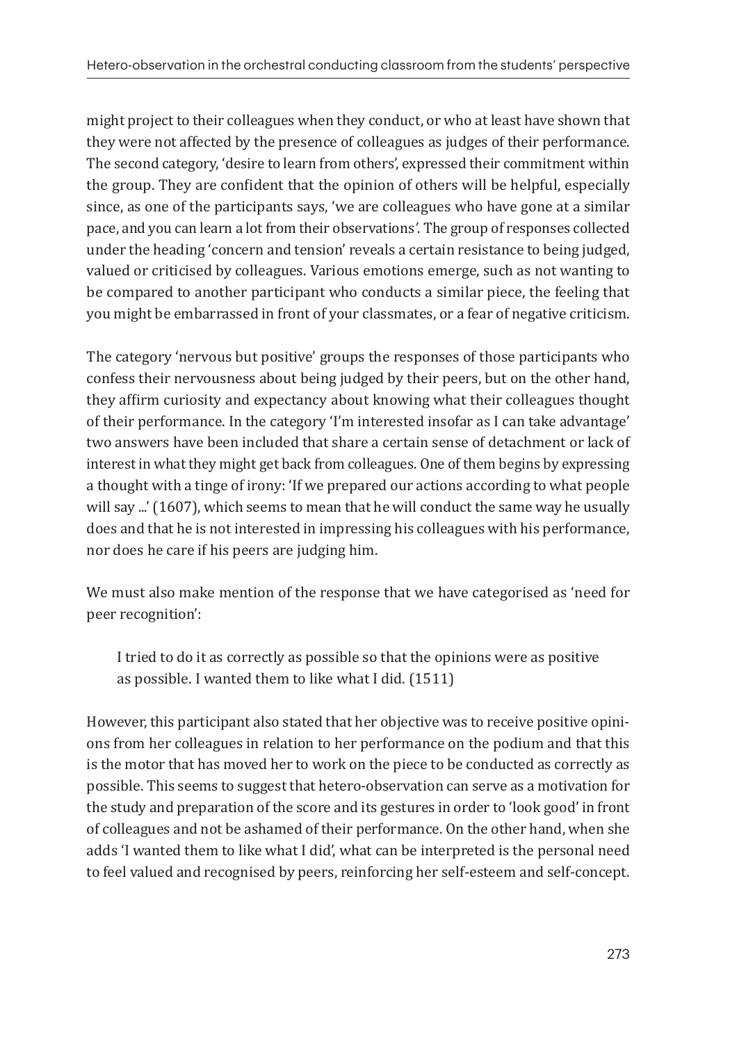might project to their colleagues when they conduct, or who at least have shown that they were not affected by the presence of colleagues as judges of their performance. The second category, 'desire to learn from others', expressed their commitment within the group. They are confident that the opinion of others will be helpful, especially since, as one of the participants says, 'we are colleagues who have gone at a similar pace, and you can learn a lot from their observations'. The group of responses collected under the heading 'concern and tension' reveals a certain resistance to being judged, valued or criticised by colleagues. Various emotions emerge, such as not wanting to be compared to another participant who conducts a similar piece, the feeling that you might be embarrassed in front of your classmates, or a fear of negative criticism.

The category 'nervous but positive' groups the responses of those participants who confess their nervousness about being judged by their peers, but on the other hand, they affirm curiosity and expectancy about knowing what their colleagues thought of their performance. In the category 'I'm interested insofar as I can take advantage' two answers have been included that share a certain sense of detachment or lack of interest in what they might get back from colleagues. One of them begins by expressing a thought with a tinge of irony: 'If we prepared our actions according to what people will say ...' (1607), which seems to mean that he will conduct the same way he usually does and that he is not interested in impressing his colleagues with his performance, nor does he care if his peers are judging him.

We must also make mention of the response that we have categorised as 'need for peer recognition':

> I tried to do it as correctly as possible so that the opinions were as positive as possible. I wanted them to like what I did. (1511)

However, this participant also stated that her objective was to receive positive opinions from her colleagues in relation to her performance on the podium and that this is the motor that has moved her to work on the piece to be conducted as correctly as possible. This seems to suggest that hetero-observation can serve as a motivation for the study and preparation of the score and its gestures in order to 'look good' in front of colleagues and not be ashamed of their performance. On the other hand, when she adds 'I wanted them to like what I did', what can be interpreted is the personal need to feel valued and recognised by peers, reinforcing her self-esteem and self-concept.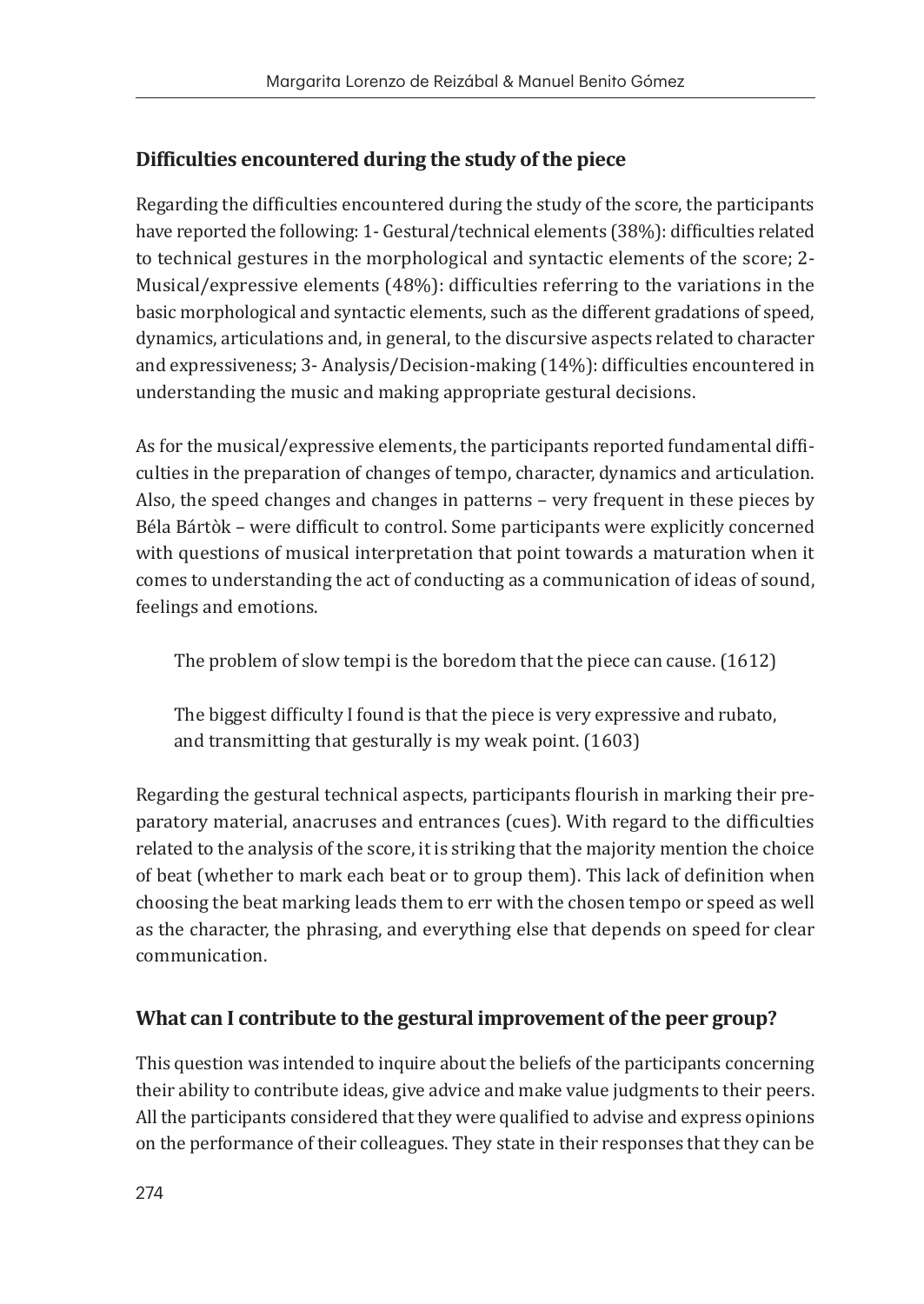### Difficulties encountered during the study of the piece

Regarding the difficulties encountered during the study of the score, the participants have reported the following: 1- Gestural/technical elements (38%): difficulties related to technical gestures in the morphological and syntactic elements of the score; 2- Musical/expressive elements (48%): difficulties referring to the variations in the basic morphological and syntactic elements, such as the different gradations of speed, dynamics, articulations and, in general, to the discursive aspects related to character and expressiveness; 3- Analysis/Decision-making (14%): difficulties encountered in understanding the music and making appropriate gestural decisions.

As for the musical/expressive elements, the participants reported fundamental difficulties in the preparation of changes of tempo, character, dynamics and articulation. Also, the speed changes and changes in patterns – very frequent in these pieces by Béla Bártòk – were difficult to control. Some participants were explicitly concerned with questions of musical interpretation that point towards a maturation when it comes to understanding the act of conducting as a communication of ideas of sound, feelings and emotions.

> The problem of slow tempi is the boredom that the piece can cause. (1612)

> The biggest difficulty I found is that the piece is very expressive and rubato, and transmitting that gesturally is my weak point. (1603)

Regarding the gestural technical aspects, participants flourish in marking their preparatory material, anacruses and entrances (cues). With regard to the difficulties related to the analysis of the score, it is striking that the majority mention the choice of beat (whether to mark each beat or to group them). This lack of definition when choosing the beat marking leads them to err with the chosen tempo or speed as well as the character, the phrasing, and everything else that depends on speed for clear communication.

### What can I contribute to the gestural improvement of the peer group?

This question was intended to inquire about the beliefs of the participants concerning their ability to contribute ideas, give advice and make value judgments to their peers. All the participants considered that they were qualified to advise and express opinions on the performance of their colleagues. They state in their responses that they can be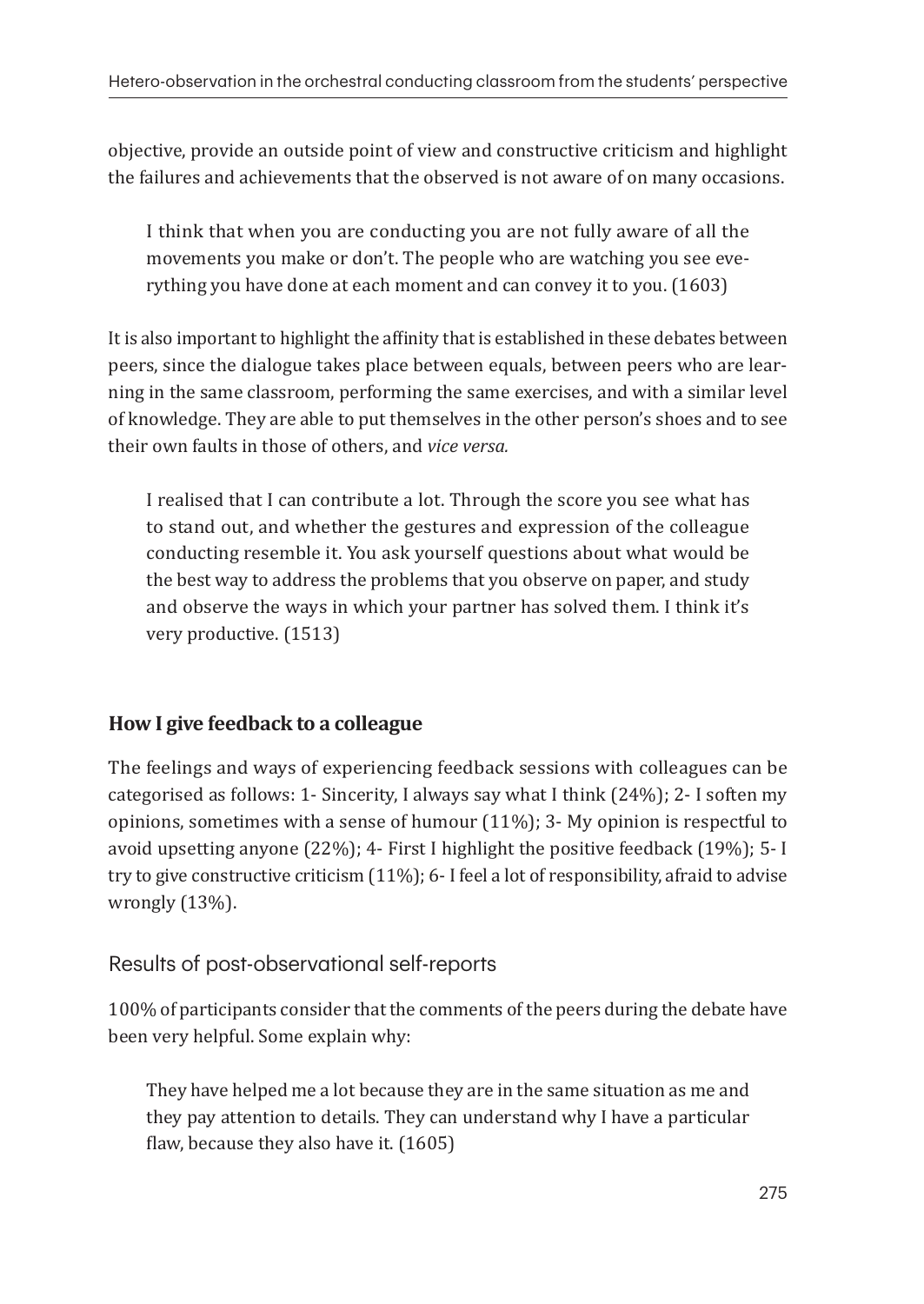objective, provide an outside point of view and constructive criticism and highlight the failures and achievements that the observed is not aware of on many occasions.

> I think that when you are conducting you are not fully aware of all the movements you make or don't. The people who are watching you see everything you have done at each moment and can convey it to you. (1603)

It is also important to highlight the affinity that is established in these debates between peers, since the dialogue takes place between equals, between peers who are learning in the same classroom, performing the same exercises, and with a similar level of knowledge. They are able to put themselves in the other person's shoes and to see their own faults in those of others, and *vice versa.*

> I realised that I can contribute a lot. Through the score you see what has to stand out, and whether the gestures and expression of the colleague conducting resemble it. You ask yourself questions about what would be the best way to address the problems that you observe on paper, and study and observe the ways in which your partner has solved them. I think it's very productive. (1513)

### How I give feedback to a colleague

The feelings and ways of experiencing feedback sessions with colleagues can be categorised as follows: 1- Sincerity, I always say what I think (24%); 2- I soften my opinions, sometimes with a sense of humour (11%); 3- My opinion is respectful to avoid upsetting anyone (22%); 4- First I highlight the positive feedback (19%); 5- I try to give constructive criticism (11%); 6- I feel a lot of responsibility, afraid to advise wrongly (13%).

## Results of post-observational self-reports

100% of participants consider that the comments of the peers during the debate have been very helpful. Some explain why:

> They have helped me a lot because they are in the same situation as me and they pay attention to details. They can understand why I have a particular flaw, because they also have it. (1605)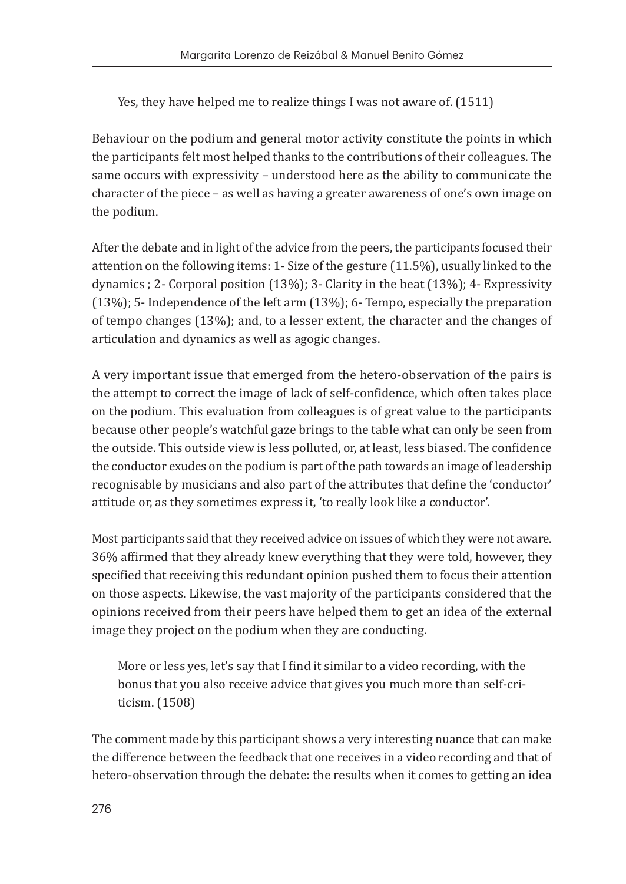> Yes, they have helped me to realize things I was not aware of. (1511)

Behaviour on the podium and general motor activity constitute the points in which the participants felt most helped thanks to the contributions of their colleagues. The same occurs with expressivity – understood here as the ability to communicate the character of the piece – as well as having a greater awareness of one's own image on the podium.

After the debate and in light of the advice from the peers, the participants focused their attention on the following items: 1- Size of the gesture (11.5%), usually linked to the dynamics ; 2- Corporal position (13%); 3- Clarity in the beat (13%); 4- Expressivity (13%); 5- Independence of the left arm (13%); 6- Tempo, especially the preparation of tempo changes (13%); and, to a lesser extent, the character and the changes of articulation and dynamics as well as agogic changes.

A very important issue that emerged from the hetero-observation of the pairs is the attempt to correct the image of lack of self-confidence, which often takes place on the podium. This evaluation from colleagues is of great value to the participants because other people's watchful gaze brings to the table what can only be seen from the outside. This outside view is less polluted, or, at least, less biased. The confidence the conductor exudes on the podium is part of the path towards an image of leadership recognisable by musicians and also part of the attributes that define the 'conductor' attitude or, as they sometimes express it, 'to really look like a conductor'.

Most participants said that they received advice on issues of which they were not aware. 36% affirmed that they already knew everything that they were told, however, they specified that receiving this redundant opinion pushed them to focus their attention on those aspects. Likewise, the vast majority of the participants considered that the opinions received from their peers have helped them to get an idea of the external image they project on the podium when they are conducting.

> More or less yes, let's say that I find it similar to a video recording, with the bonus that you also receive advice that gives you much more than self-criticism. (1508)

The comment made by this participant shows a very interesting nuance that can make the difference between the feedback that one receives in a video recording and that of hetero-observation through the debate: the results when it comes to getting an idea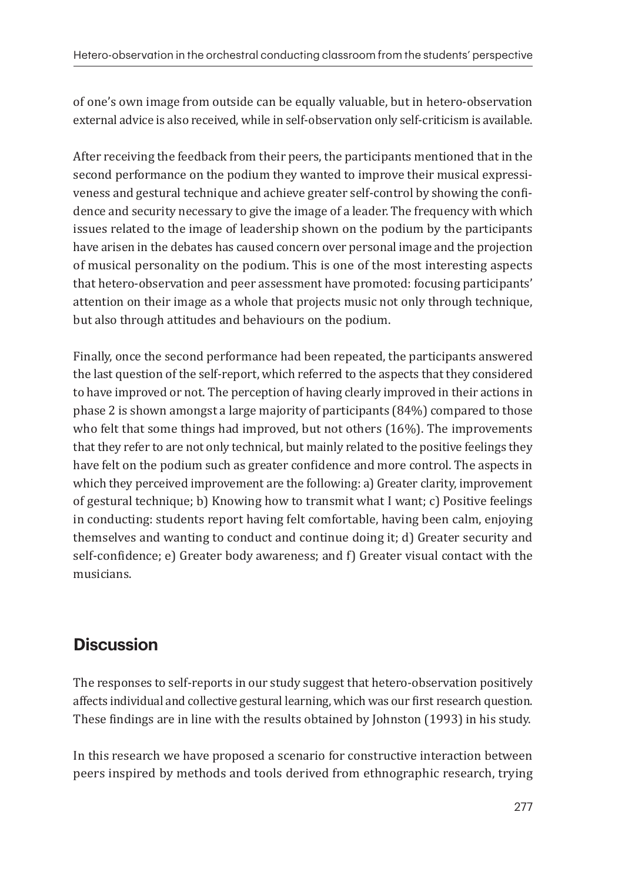of one's own image from outside can be equally valuable, but in hetero-observation external advice is also received, while in self-observation only self-criticism is available.

After receiving the feedback from their peers, the participants mentioned that in the second performance on the podium they wanted to improve their musical expressiveness and gestural technique and achieve greater self-control by showing the confidence and security necessary to give the image of a leader. The frequency with which issues related to the image of leadership shown on the podium by the participants have arisen in the debates has caused concern over personal image and the projection of musical personality on the podium. This is one of the most interesting aspects that hetero-observation and peer assessment have promoted: focusing participants' attention on their image as a whole that projects music not only through technique, but also through attitudes and behaviours on the podium.

Finally, once the second performance had been repeated, the participants answered the last question of the self-report, which referred to the aspects that they considered to have improved or not. The perception of having clearly improved in their actions in phase 2 is shown amongst a large majority of participants (84%) compared to those who felt that some things had improved, but not others (16%). The improvements that they refer to are not only technical, but mainly related to the positive feelings they have felt on the podium such as greater confidence and more control. The aspects in which they perceived improvement are the following: a) Greater clarity, improvement of gestural technique; b) Knowing how to transmit what I want; c) Positive feelings in conducting: students report having felt comfortable, having been calm, enjoying themselves and wanting to conduct and continue doing it; d) Greater security and self-confidence; e) Greater body awareness; and f) Greater visual contact with the musicians.

## Discussion

The responses to self-reports in our study suggest that hetero-observation positively affects individual and collective gestural learning, which was our first research question. These findings are in line with the results obtained by Johnston (1993) in his study.

In this research we have proposed a scenario for constructive interaction between peers inspired by methods and tools derived from ethnographic research, trying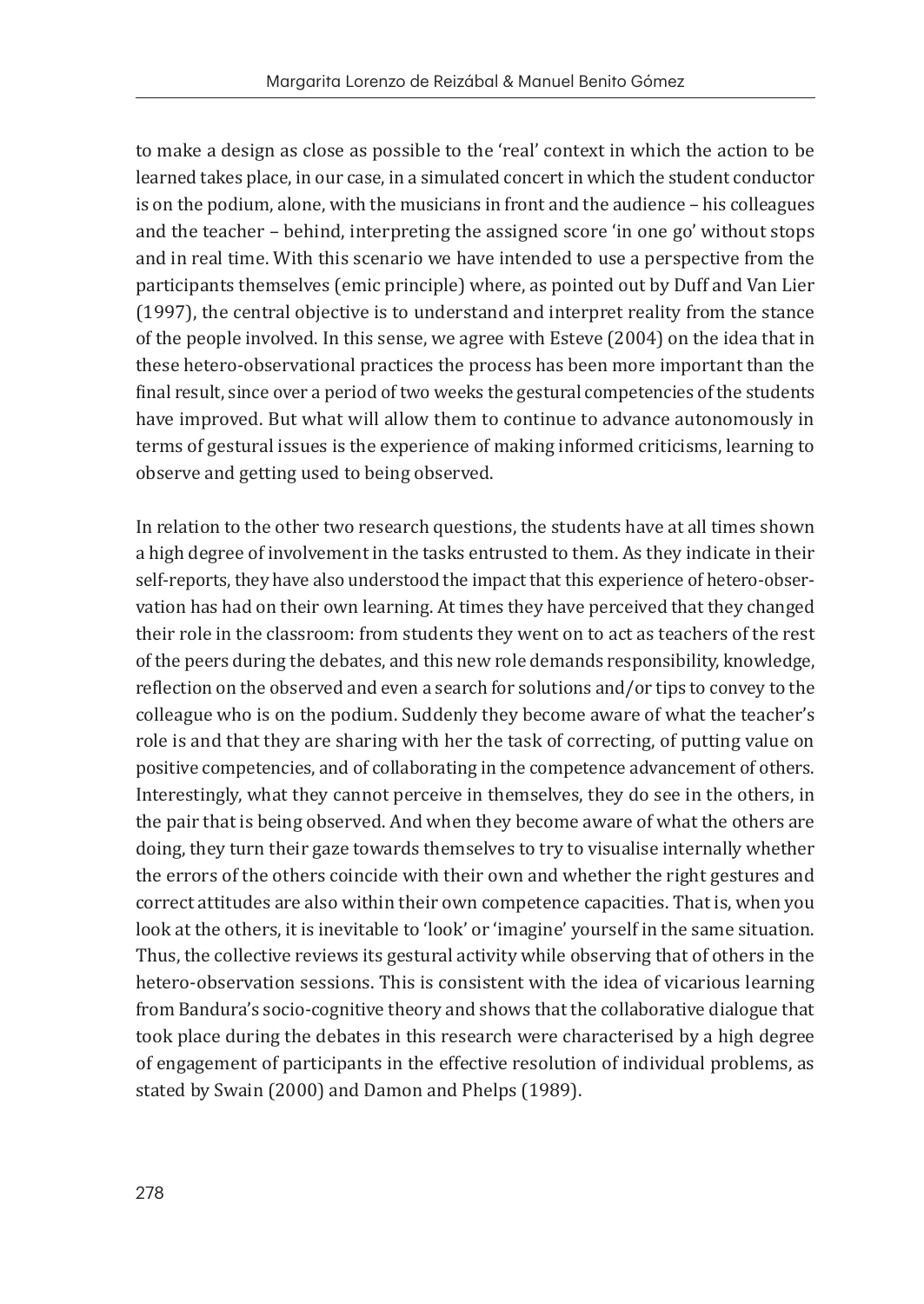to make a design as close as possible to the 'real' context in which the action to be learned takes place, in our case, in a simulated concert in which the student conductor is on the podium, alone, with the musicians in front and the audience – his colleagues and the teacher – behind, interpreting the assigned score 'in one go' without stops and in real time. With this scenario we have intended to use a perspective from the participants themselves (emic principle) where, as pointed out by Duff and Van Lier (1997), the central objective is to understand and interpret reality from the stance of the people involved. In this sense, we agree with Esteve (2004) on the idea that in these hetero-observational practices the process has been more important than the final result, since over a period of two weeks the gestural competencies of the students have improved. But what will allow them to continue to advance autonomously in terms of gestural issues is the experience of making informed criticisms, learning to observe and getting used to being observed.

In relation to the other two research questions, the students have at all times shown a high degree of involvement in the tasks entrusted to them. As they indicate in their self-reports, they have also understood the impact that this experience of hetero-observation has had on their own learning. At times they have perceived that they changed their role in the classroom: from students they went on to act as teachers of the rest of the peers during the debates, and this new role demands responsibility, knowledge, reflection on the observed and even a search for solutions and/or tips to convey to the colleague who is on the podium. Suddenly they become aware of what the teacher's role is and that they are sharing with her the task of correcting, of putting value on positive competencies, and of collaborating in the competence advancement of others. Interestingly, what they cannot perceive in themselves, they do see in the others, in the pair that is being observed. And when they become aware of what the others are doing, they turn their gaze towards themselves to try to visualise internally whether the errors of the others coincide with their own and whether the right gestures and correct attitudes are also within their own competence capacities. That is, when you look at the others, it is inevitable to 'look' or 'imagine' yourself in the same situation. Thus, the collective reviews its gestural activity while observing that of others in the hetero-observation sessions. This is consistent with the idea of vicarious learning from Bandura's socio-cognitive theory and shows that the collaborative dialogue that took place during the debates in this research were characterised by a high degree of engagement of participants in the effective resolution of individual problems, as stated by Swain (2000) and Damon and Phelps (1989).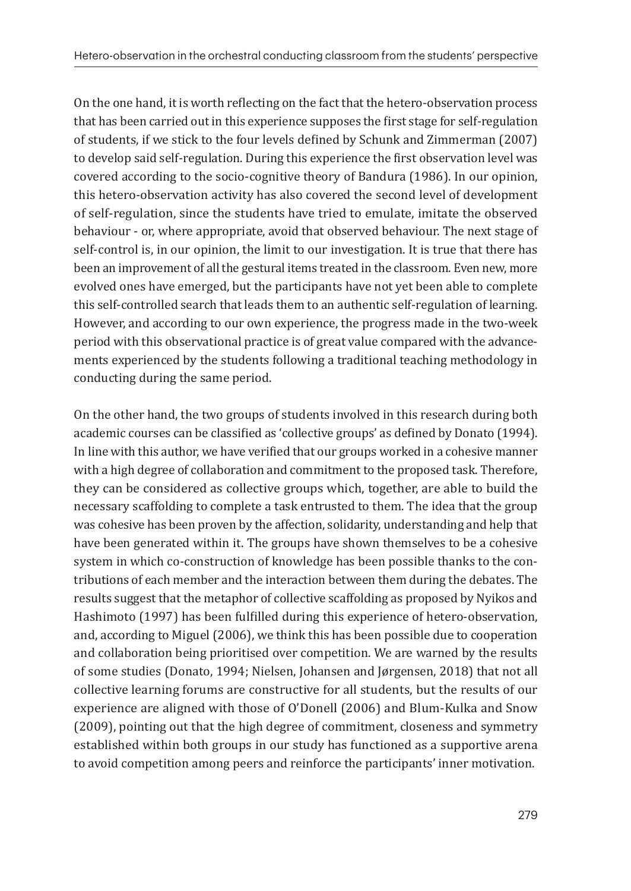On the one hand, it is worth reflecting on the fact that the hetero-observation process that has been carried out in this experience supposes the first stage for self-regulation of students, if we stick to the four levels defined by Schunk and Zimmerman (2007) to develop said self-regulation. During this experience the first observation level was covered according to the socio-cognitive theory of Bandura (1986). In our opinion, this hetero-observation activity has also covered the second level of development of self-regulation, since the students have tried to emulate, imitate the observed behaviour - or, where appropriate, avoid that observed behaviour. The next stage of self-control is, in our opinion, the limit to our investigation. It is true that there has been an improvement of all the gestural items treated in the classroom. Even new, more evolved ones have emerged, but the participants have not yet been able to complete this self-controlled search that leads them to an authentic self-regulation of learning. However, and according to our own experience, the progress made in the two-week period with this observational practice is of great value compared with the advancements experienced by the students following a traditional teaching methodology in conducting during the same period.

On the other hand, the two groups of students involved in this research during both academic courses can be classified as 'collective groups' as defined by Donato (1994). In line with this author, we have verified that our groups worked in a cohesive manner with a high degree of collaboration and commitment to the proposed task. Therefore, they can be considered as collective groups which, together, are able to build the necessary scaffolding to complete a task entrusted to them. The idea that the group was cohesive has been proven by the affection, solidarity, understanding and help that have been generated within it. The groups have shown themselves to be a cohesive system in which co-construction of knowledge has been possible thanks to the contributions of each member and the interaction between them during the debates. The results suggest that the metaphor of collective scaffolding as proposed by Nyikos and Hashimoto (1997) has been fulfilled during this experience of hetero-observation, and, according to Miguel (2006), we think this has been possible due to cooperation and collaboration being prioritised over competition. We are warned by the results of some studies (Donato, 1994; Nielsen, Johansen and Jørgensen, 2018) that not all collective learning forums are constructive for all students, but the results of our experience are aligned with those of O'Donell (2006) and Blum-Kulka and Snow (2009), pointing out that the high degree of commitment, closeness and symmetry established within both groups in our study has functioned as a supportive arena to avoid competition among peers and reinforce the participants' inner motivation.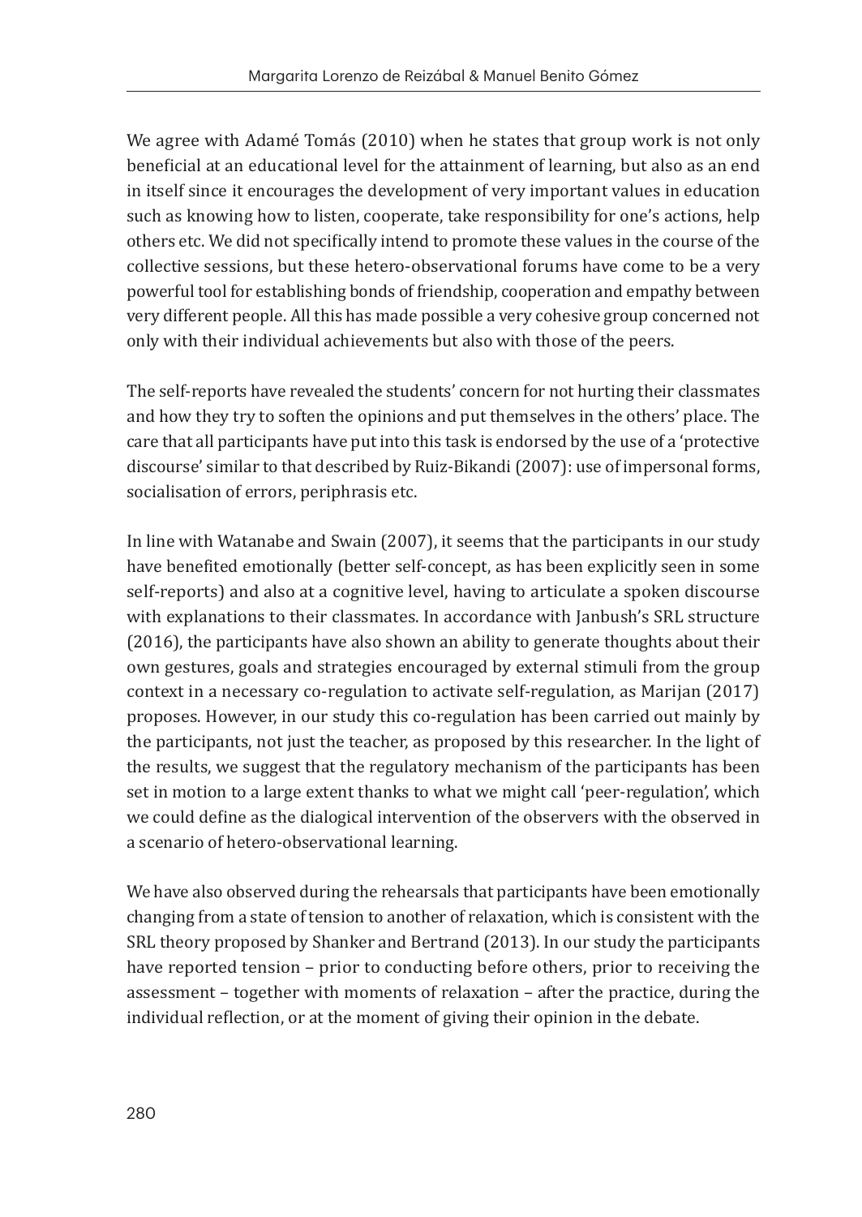We agree with Adamé Tomás (2010) when he states that group work is not only beneficial at an educational level for the attainment of learning, but also as an end in itself since it encourages the development of very important values in education such as knowing how to listen, cooperate, take responsibility for one's actions, help others etc. We did not specifically intend to promote these values in the course of the collective sessions, but these hetero-observational forums have come to be a very powerful tool for establishing bonds of friendship, cooperation and empathy between very different people. All this has made possible a very cohesive group concerned not only with their individual achievements but also with those of the peers.

The self-reports have revealed the students' concern for not hurting their classmates and how they try to soften the opinions and put themselves in the others' place. The care that all participants have put into this task is endorsed by the use of a 'protective discourse' similar to that described by Ruiz-Bikandi (2007): use of impersonal forms, socialisation of errors, periphrasis etc.

In line with Watanabe and Swain (2007), it seems that the participants in our study have benefited emotionally (better self-concept, as has been explicitly seen in some self-reports) and also at a cognitive level, having to articulate a spoken discourse with explanations to their classmates. In accordance with Janbush's SRL structure (2016), the participants have also shown an ability to generate thoughts about their own gestures, goals and strategies encouraged by external stimuli from the group context in a necessary co-regulation to activate self-regulation, as Marijan (2017) proposes. However, in our study this co-regulation has been carried out mainly by the participants, not just the teacher, as proposed by this researcher. In the light of the results, we suggest that the regulatory mechanism of the participants has been set in motion to a large extent thanks to what we might call 'peer-regulation', which we could define as the dialogical intervention of the observers with the observed in a scenario of hetero-observational learning.

We have also observed during the rehearsals that participants have been emotionally changing from a state of tension to another of relaxation, which is consistent with the SRL theory proposed by Shanker and Bertrand (2013). In our study the participants have reported tension – prior to conducting before others, prior to receiving the assessment – together with moments of relaxation – after the practice, during the individual reflection, or at the moment of giving their opinion in the debate.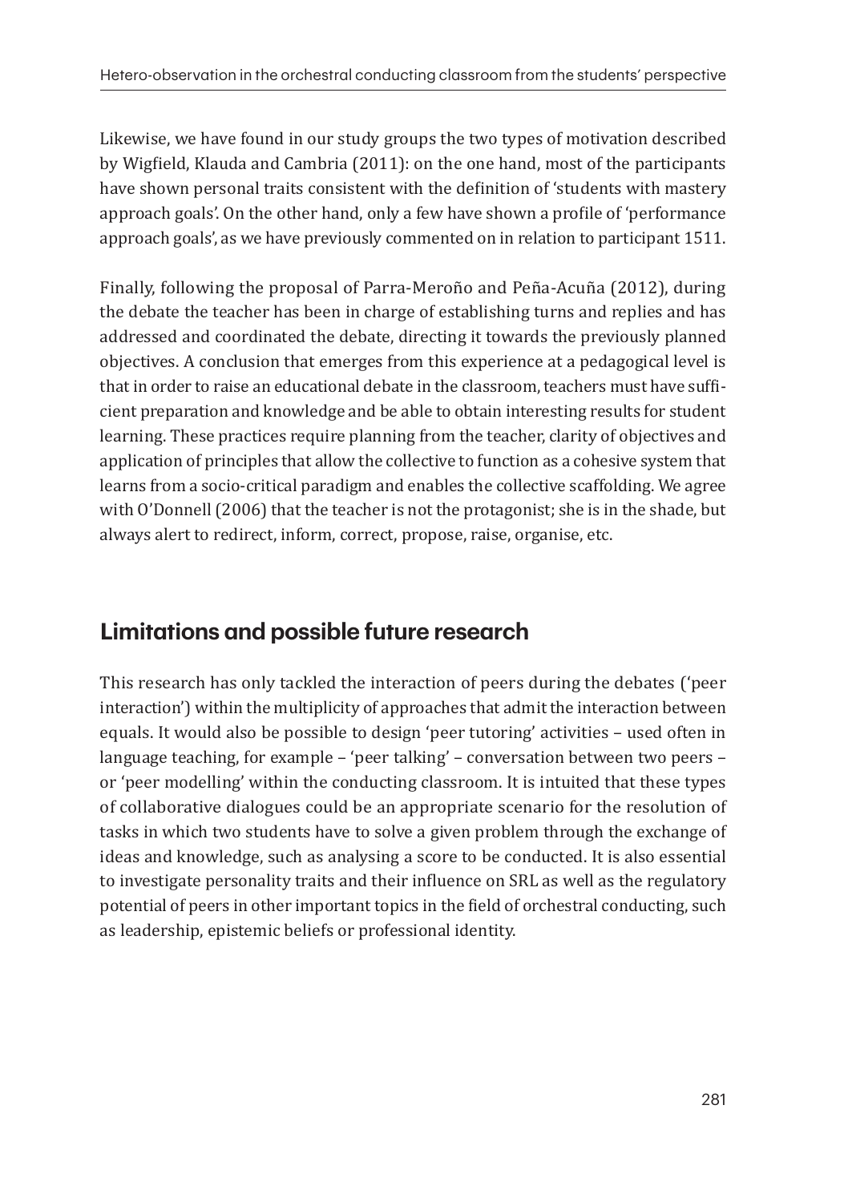Likewise, we have found in our study groups the two types of motivation described by Wigfield, Klauda and Cambria (2011): on the one hand, most of the participants have shown personal traits consistent with the definition of 'students with mastery approach goals'. On the other hand, only a few have shown a profile of 'performance approach goals', as we have previously commented on in relation to participant 1511.

Finally, following the proposal of Parra-Meroño and Peña-Acuña (2012), during the debate the teacher has been in charge of establishing turns and replies and has addressed and coordinated the debate, directing it towards the previously planned objectives. A conclusion that emerges from this experience at a pedagogical level is that in order to raise an educational debate in the classroom, teachers must have sufficient preparation and knowledge and be able to obtain interesting results for student learning. These practices require planning from the teacher, clarity of objectives and application of principles that allow the collective to function as a cohesive system that learns from a socio-critical paradigm and enables the collective scaffolding. We agree with O'Donnell (2006) that the teacher is not the protagonist; she is in the shade, but always alert to redirect, inform, correct, propose, raise, organise, etc.

## Limitations and possible future research

This research has only tackled the interaction of peers during the debates ('peer interaction') within the multiplicity of approaches that admit the interaction between equals. It would also be possible to design 'peer tutoring' activities – used often in language teaching, for example – 'peer talking' – conversation between two peers – or 'peer modelling' within the conducting classroom. It is intuited that these types of collaborative dialogues could be an appropriate scenario for the resolution of tasks in which two students have to solve a given problem through the exchange of ideas and knowledge, such as analysing a score to be conducted. It is also essential to investigate personality traits and their influence on SRL as well as the regulatory potential of peers in other important topics in the field of orchestral conducting, such as leadership, epistemic beliefs or professional identity.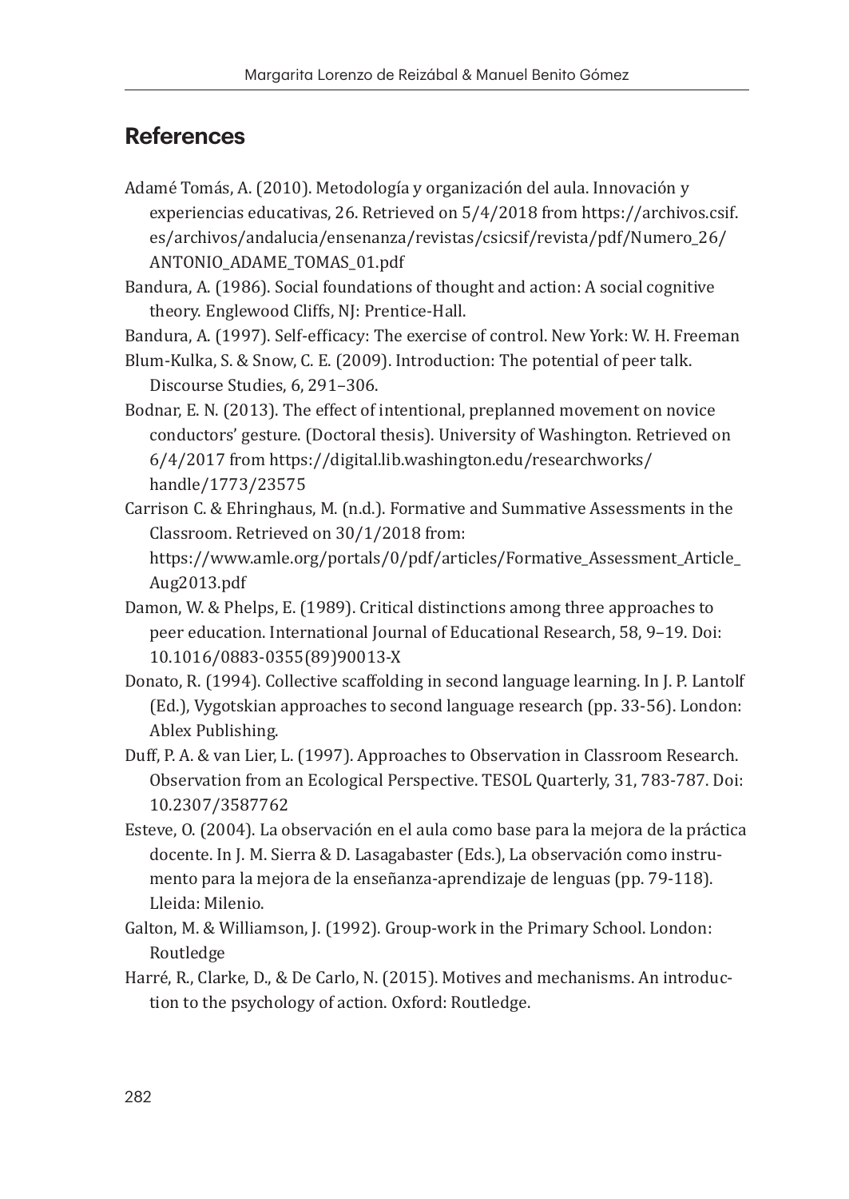## References

Adamé Tomás, A. (2010). Metodología y organización del aula. Innovación y experiencias educativas, 26. Retrieved on 5/4/2018 from https://archivos.csif.es/archivos/andalucia/ensenanza/revistas/csicsif/revista/pdf/Numero_26/ANTONIO_ADAME_TOMAS_01.pdf

Bandura, A. (1986). Social foundations of thought and action: A social cognitive theory. Englewood Cliffs, NJ: Prentice-Hall.

Bandura, A. (1997). Self-efficacy: The exercise of control. New York: W. H. Freeman

Blum-Kulka, S. & Snow, C. E. (2009). Introduction: The potential of peer talk. Discourse Studies, 6, 291–306.

Bodnar, E. N. (2013). The effect of intentional, preplanned movement on novice conductors' gesture. (Doctoral thesis). University of Washington. Retrieved on 6/4/2017 from https://digital.lib.washington.edu/researchworks/handle/1773/23575

Carrison C. & Ehringhaus, M. (n.d.). Formative and Summative Assessments in the Classroom. Retrieved on 30/1/2018 from: https://www.amle.org/portals/0/pdf/articles/Formative_Assessment_Article_Aug2013.pdf

Damon, W. & Phelps, E. (1989). Critical distinctions among three approaches to peer education. International Journal of Educational Research, 58, 9–19. Doi: 10.1016/0883-0355(89)90013-X

Donato, R. (1994). Collective scaffolding in second language learning. In J. P. Lantolf (Ed.), Vygotskian approaches to second language research (pp. 33-56). London: Ablex Publishing.

Duff, P. A. & van Lier, L. (1997). Approaches to Observation in Classroom Research. Observation from an Ecological Perspective. TESOL Quarterly, 31, 783-787. Doi: 10.2307/3587762

Esteve, O. (2004). La observación en el aula como base para la mejora de la práctica docente. In J. M. Sierra & D. Lasagabaster (Eds.), La observación como instrumento para la mejora de la enseñanza-aprendizaje de lenguas (pp. 79-118). Lleida: Milenio.

Galton, M. & Williamson, J. (1992). Group-work in the Primary School. London: Routledge

Harré, R., Clarke, D., & De Carlo, N. (2015). Motives and mechanisms. An introduction to the psychology of action. Oxford: Routledge.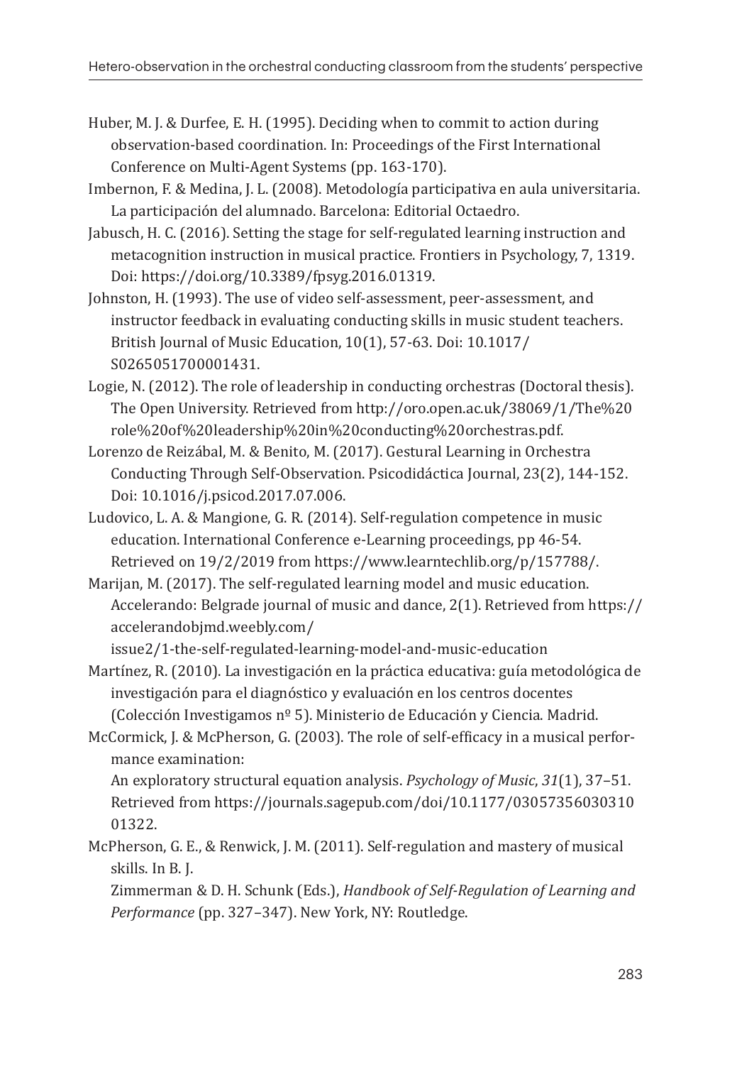Huber, M. J. & Durfee, E. H. (1995). Deciding when to commit to action during observation-based coordination. In: Proceedings of the First International Conference on Multi-Agent Systems (pp. 163-170).

Imbernon, F. & Medina, J. L. (2008). Metodología participativa en aula universitaria. La participación del alumnado. Barcelona: Editorial Octaedro.

Jabusch, H. C. (2016). Setting the stage for self-regulated learning instruction and metacognition instruction in musical practice. Frontiers in Psychology, 7, 1319. Doi: https://doi.org/10.3389/fpsyg.2016.01319.

Johnston, H. (1993). The use of video self-assessment, peer-assessment, and instructor feedback in evaluating conducting skills in music student teachers. British Journal of Music Education, 10(1), 57-63. Doi: 10.1017/S0265051700001431.

Logie, N. (2012). The role of leadership in conducting orchestras (Doctoral thesis). The Open University. Retrieved from http://oro.open.ac.uk/38069/1/The%20role%20of%20leadership%20in%20conducting%20orchestras.pdf.

Lorenzo de Reizábal, M. & Benito, M. (2017). Gestural Learning in Orchestra Conducting Through Self-Observation. Psicodidáctica Journal, 23(2), 144-152. Doi: 10.1016/j.psicod.2017.07.006.

Ludovico, L. A. & Mangione, G. R. (2014). Self-regulation competence in music education. International Conference e-Learning proceedings, pp 46-54. Retrieved on 19/2/2019 from https://www.learntechlib.org/p/157788/.

Marijan, M. (2017). The self-regulated learning model and music education. Accelerando: Belgrade journal of music and dance, 2(1). Retrieved from https://accelerandobjmd.weebly.com/issue2/1-the-self-regulated-learning-model-and-music-education

Martínez, R. (2010). La investigación en la práctica educativa: guía metodológica de investigación para el diagnóstico y evaluación en los centros docentes (Colección Investigamos nº 5). Ministerio de Educación y Ciencia. Madrid.

McCormick, J. & McPherson, G. (2003). The role of self-efficacy in a musical performance examination: An exploratory structural equation analysis. *Psychology of Music*, *31*(1), 37–51. Retrieved from https://journals.sagepub.com/doi/10.1177/0305735603031001322.

McPherson, G. E., & Renwick, J. M. (2011). Self-regulation and mastery of musical skills. In B. J. Zimmerman & D. H. Schunk (Eds.), *Handbook of Self-Regulation of Learning and Performance* (pp. 327–347). New York, NY: Routledge.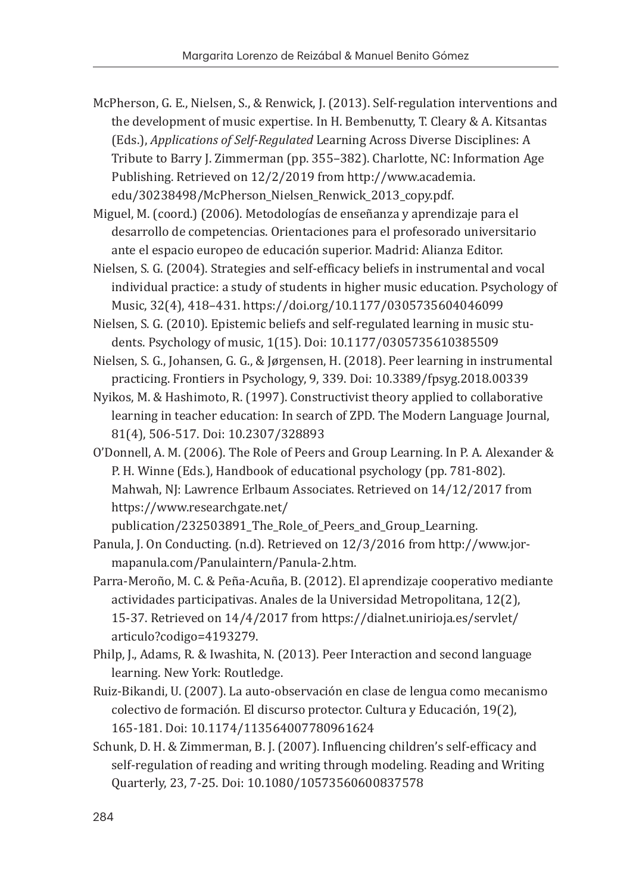McPherson, G. E., Nielsen, S., & Renwick, J. (2013). Self-regulation interventions and the development of music expertise. In H. Bembenutty, T. Cleary & A. Kitsantas (Eds.), *Applications of Self-Regulated* Learning Across Diverse Disciplines: A Tribute to Barry J. Zimmerman (pp. 355–382). Charlotte, NC: Information Age Publishing. Retrieved on 12/2/2019 from http://www.academia.edu/30238498/McPherson_Nielsen_Renwick_2013_copy.pdf.

Miguel, M. (coord.) (2006). Metodologías de enseñanza y aprendizaje para el desarrollo de competencias. Orientaciones para el profesorado universitario ante el espacio europeo de educación superior. Madrid: Alianza Editor.

Nielsen, S. G. (2004). Strategies and self-efficacy beliefs in instrumental and vocal individual practice: a study of students in higher music education. Psychology of Music, 32(4), 418–431. https://doi.org/10.1177/0305735604046099

Nielsen, S. G. (2010). Epistemic beliefs and self-regulated learning in music students. Psychology of music, 1(15). Doi: 10.1177/0305735610385509

Nielsen, S. G., Johansen, G. G., & Jørgensen, H. (2018). Peer learning in instrumental practicing. Frontiers in Psychology, 9, 339. Doi: 10.3389/fpsyg.2018.00339

Nyikos, M. & Hashimoto, R. (1997). Constructivist theory applied to collaborative learning in teacher education: In search of ZPD. The Modern Language Journal, 81(4), 506-517. Doi: 10.2307/328893

O'Donnell, A. M. (2006). The Role of Peers and Group Learning. In P. A. Alexander & P. H. Winne (Eds.), Handbook of educational psychology (pp. 781-802). Mahwah, NJ: Lawrence Erlbaum Associates. Retrieved on 14/12/2017 from https://www.researchgate.net/publication/232503891_The_Role_of_Peers_and_Group_Learning.

Panula, J. On Conducting. (n.d). Retrieved on 12/3/2016 from http://www.jormapanula.com/Panulaintern/Panula-2.htm.

Parra-Meroño, M. C. & Peña-Acuña, B. (2012). El aprendizaje cooperativo mediante actividades participativas. Anales de la Universidad Metropolitana, 12(2), 15-37. Retrieved on 14/4/2017 from https://dialnet.unirioja.es/servlet/articulo?codigo=4193279.

Philp, J., Adams, R. & Iwashita, N. (2013). Peer Interaction and second language learning. New York: Routledge.

Ruiz-Bikandi, U. (2007). La auto-observación en clase de lengua como mecanismo colectivo de formación. El discurso protector. Cultura y Educación, 19(2), 165-181. Doi: 10.1174/113564007780961624

Schunk, D. H. & Zimmerman, B. J. (2007). Influencing children's self-efficacy and self-regulation of reading and writing through modeling. Reading and Writing Quarterly, 23, 7-25. Doi: 10.1080/10573560600837578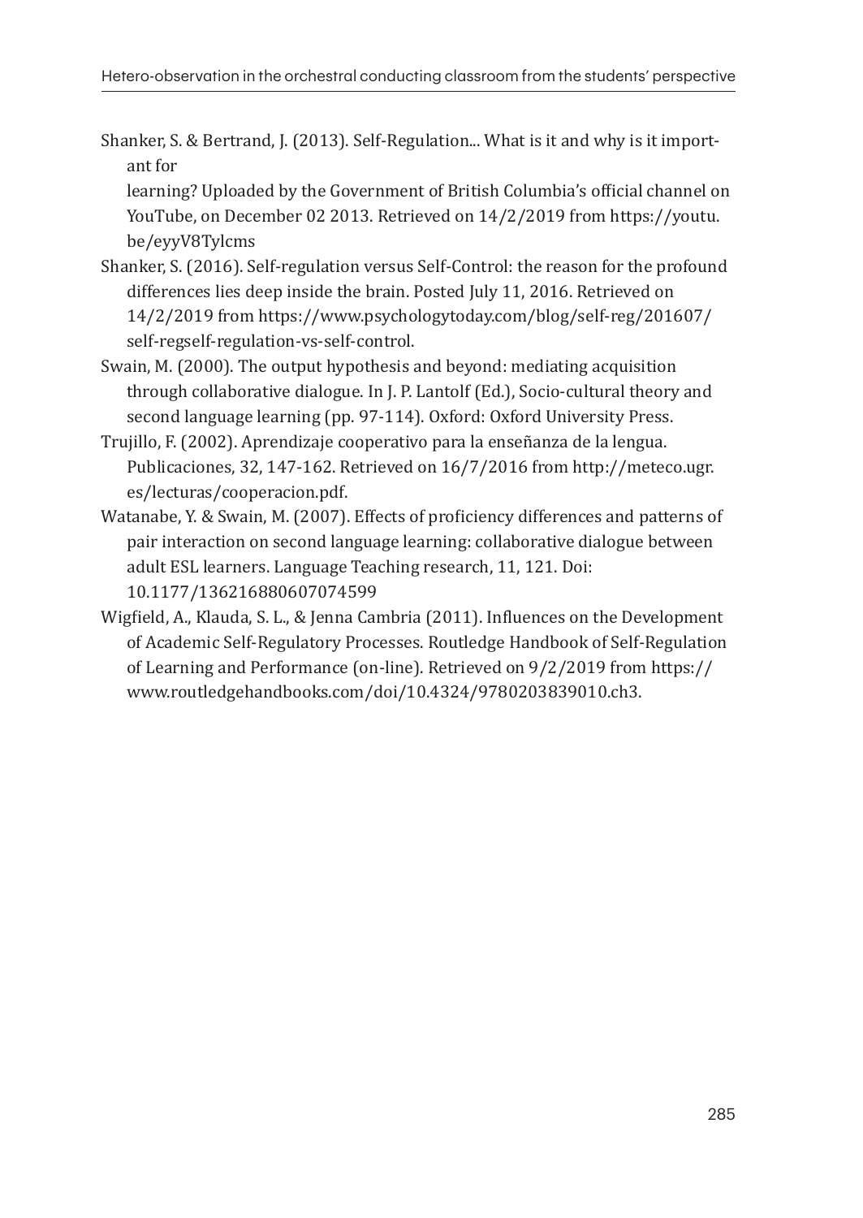Shanker, S. & Bertrand, J. (2013). Self-Regulation... What is it and why is it important for learning? Uploaded by the Government of British Columbia's official channel on YouTube, on December 02 2013. Retrieved on 14/2/2019 from https://youtu.be/eyyV8Tylcms

Shanker, S. (2016). Self-regulation versus Self-Control: the reason for the profound differences lies deep inside the brain. Posted July 11, 2016. Retrieved on 14/2/2019 from https://www.psychologytoday.com/blog/self-reg/201607/self-regself-regulation-vs-self-control.

Swain, M. (2000). The output hypothesis and beyond: mediating acquisition through collaborative dialogue. In J. P. Lantolf (Ed.), Socio-cultural theory and second language learning (pp. 97-114). Oxford: Oxford University Press.

Trujillo, F. (2002). Aprendizaje cooperativo para la enseñanza de la lengua. Publicaciones, 32, 147-162. Retrieved on 16/7/2016 from http://meteco.ugr.es/lecturas/cooperacion.pdf.

Watanabe, Y. & Swain, M. (2007). Effects of proficiency differences and patterns of pair interaction on second language learning: collaborative dialogue between adult ESL learners. Language Teaching research, 11, 121. Doi: 10.1177/136216880607074599

Wigfield, A., Klauda, S. L., & Jenna Cambria (2011). Influences on the Development of Academic Self-Regulatory Processes. Routledge Handbook of Self-Regulation of Learning and Performance (on-line). Retrieved on 9/2/2019 from https://www.routledgehandbooks.com/doi/10.4324/9780203839010.ch3.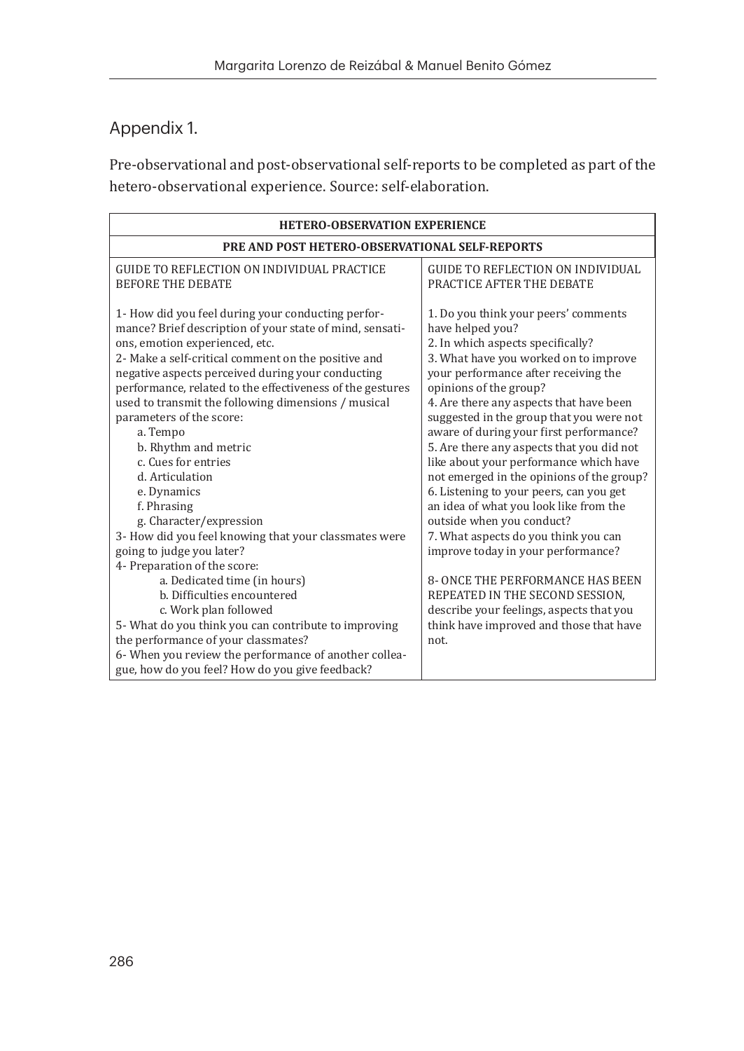## Appendix 1.

Pre-observational and post-observational self-reports to be completed as part of the hetero-observational experience. Source: self-elaboration.

| HETERO-OBSERVATION EXPERIENCE | |
|---|---|
| **PRE AND POST HETERO-OBSERVATIONAL SELF-REPORTS** | |
| GUIDE TO REFLECTION ON INDIVIDUAL PRACTICE BEFORE THE DEBATE<br><br>1- How did you feel during your conducting performance? Brief description of your state of mind, sensations, emotion experienced, etc.<br>2- Make a self-critical comment on the positive and negative aspects perceived during your conducting performance, related to the effectiveness of the gestures used to transmit the following dimensions / musical parameters of the score:<br>a. Tempo<br>b. Rhythm and metric<br>c. Cues for entries<br>d. Articulation<br>e. Dynamics<br>f. Phrasing<br>g. Character/expression<br>3- How did you feel knowing that your classmates were going to judge you later?<br>4- Preparation of the score:<br>a. Dedicated time (in hours)<br>b. Difficulties encountered<br>c. Work plan followed<br>5- What do you think you can contribute to improving the performance of your classmates?<br>6- When you review the performance of another colleague, how do you feel? How do you give feedback? | GUIDE TO REFLECTION ON INDIVIDUAL PRACTICE AFTER THE DEBATE<br><br>1. Do you think your peers' comments have helped you?<br>2. In which aspects specifically?<br>3. What have you worked on to improve your performance after receiving the opinions of the group?<br>4. Are there any aspects that have been suggested in the group that you were not aware of during your first performance?<br>5. Are there any aspects that you did not like about your performance which have not emerged in the opinions of the group?<br>6. Listening to your peers, can you get an idea of what you look like from the outside when you conduct?<br>7. What aspects do you think you can improve today in your performance?<br><br>8- ONCE THE PERFORMANCE HAS BEEN REPEATED IN THE SECOND SESSION, describe your feelings, aspects that you think have improved and those that have not. |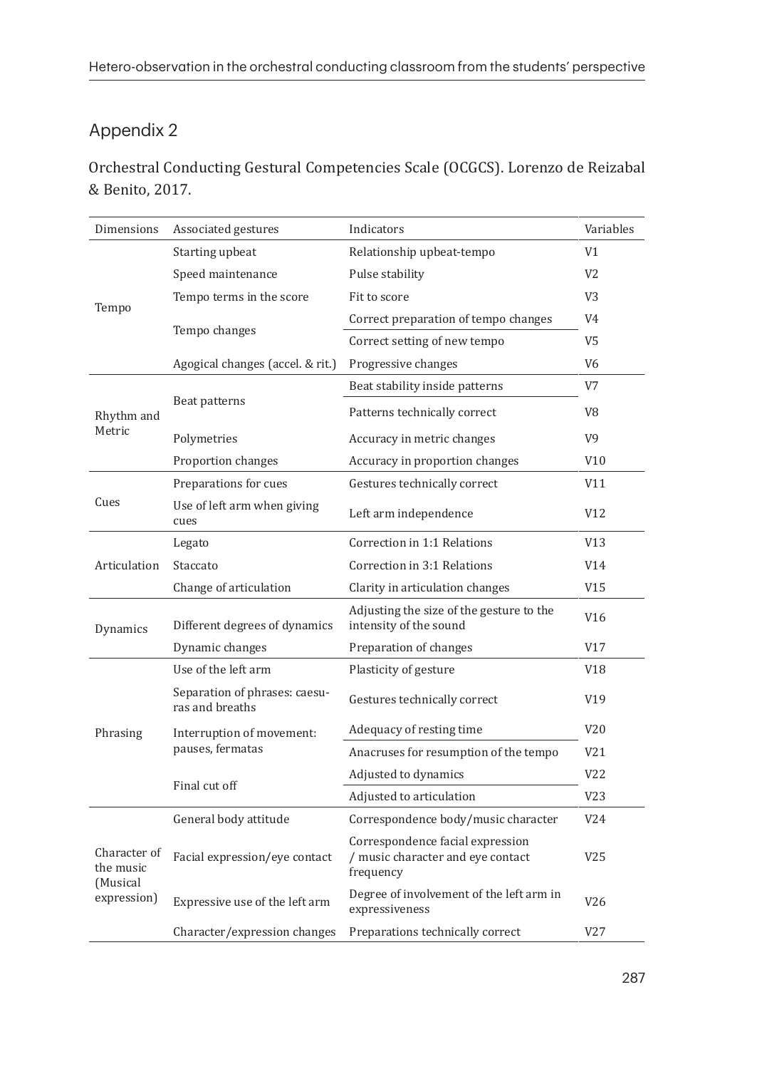## Appendix 2

Orchestral Conducting Gestural Competencies Scale (OCGCS). Lorenzo de Reizabal & Benito, 2017.

| Dimensions | Associated gestures | Indicators | Variables |
|---|---|---|---|
| Tempo | Starting upbeat | Relationship upbeat-tempo | V1 |
| | Speed maintenance | Pulse stability | V2 |
| | Tempo terms in the score | Fit to score | V3 |
| | Tempo changes | Correct preparation of tempo changes | V4 |
| | | Correct setting of new tempo | V5 |
| | Agogical changes (accel. & rit.) | Progressive changes | V6 |
| Rhythm and Metric | Beat patterns | Beat stability inside patterns | V7 |
| | | Patterns technically correct | V8 |
| | Polymetries | Accuracy in metric changes | V9 |
| | Proportion changes | Accuracy in proportion changes | V10 |
| Cues | Preparations for cues | Gestures technically correct | V11 |
| | Use of left arm when giving cues | Left arm independence | V12 |
| Articulation | Legato | Correction in 1:1 Relations | V13 |
| | Staccato | Correction in 3:1 Relations | V14 |
| | Change of articulation | Clarity in articulation changes | V15 |
| Dynamics | Different degrees of dynamics | Adjusting the size of the gesture to the intensity of the sound | V16 |
| | Dynamic changes | Preparation of changes | V17 |
| Phrasing | Use of the left arm | Plasticity of gesture | V18 |
| | Separation of phrases: caesuras and breaths | Gestures technically correct | V19 |
| | Interruption of movement: pauses, fermatas | Adequacy of resting time | V20 |
| | | Anacruses for resumption of the tempo | V21 |
| | Final cut off | Adjusted to dynamics | V22 |
| | | Adjusted to articulation | V23 |
| Character of the music (Musical expression) | General body attitude | Correspondence body/music character | V24 |
| | Facial expression/eye contact | Correspondence facial expression / music character and eye contact frequency | V25 |
| | Expressive use of the left arm | Degree of involvement of the left arm in expressiveness | V26 |
| | Character/expression changes | Preparations technically correct | V27 |